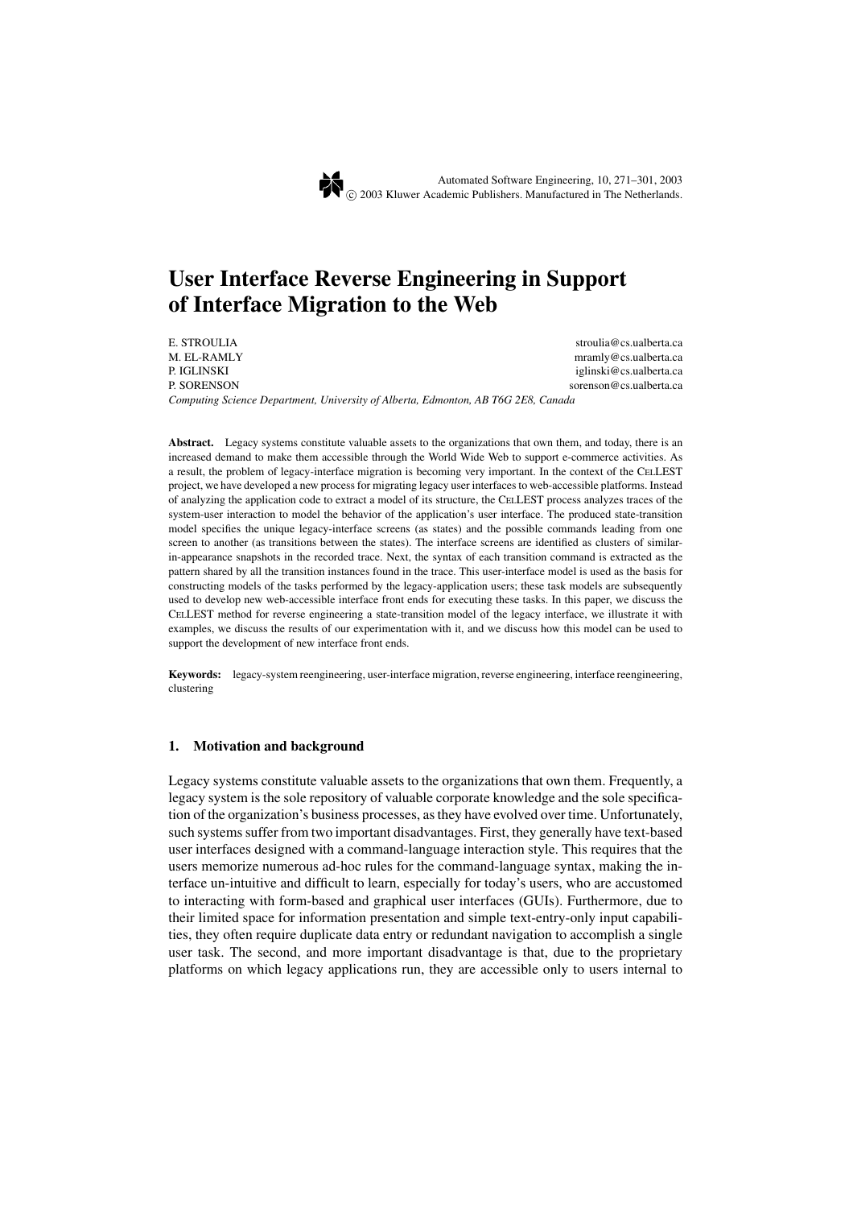# User Interface Reverse Engineering in Support of Interface Migration to the Web

E. STROULIA stroulia@cs.ualberta.ca
M. EL-RAMLY mramly@cs.ualberta.ca
P. IGLINSKI iglinski@cs.ualberta.ca
P. SORENSON sorenson@cs.ualberta.ca
*Computing Science Department, University of Alberta, Edmonton, AB T6G 2E8, Canada*

**Abstract.** Legacy systems constitute valuable assets to the organizations that own them, and today, there is an increased demand to make them accessible through the World Wide Web to support e-commerce activities. As a result, the problem of legacy-interface migration is becoming very important. In the context of the CELLEST project, we have developed a new process for migrating legacy user interfaces to web-accessible platforms. Instead of analyzing the application code to extract a model of its structure, the CELLEST process analyzes traces of the system-user interaction to model the behavior of the application's user interface. The produced state-transition model specifies the unique legacy-interface screens (as states) and the possible commands leading from one screen to another (as transitions between the states). The interface screens are identified as clusters of similar-in-appearance snapshots in the recorded trace. Next, the syntax of each transition command is extracted as the pattern shared by all the transition instances found in the trace. This user-interface model is used as the basis for constructing models of the tasks performed by the legacy-application users; these task models are subsequently used to develop new web-accessible interface front ends for executing these tasks. In this paper, we discuss the CELLEST method for reverse engineering a state-transition model of the legacy interface, we illustrate it with examples, we discuss the results of our experimentation with it, and we discuss how this model can be used to support the development of new interface front ends.

**Keywords:** legacy-system reengineering, user-interface migration, reverse engineering, interface reengineering, clustering

## 1. Motivation and background

Legacy systems constitute valuable assets to the organizations that own them. Frequently, a legacy system is the sole repository of valuable corporate knowledge and the sole specification of the organization's business processes, as they have evolved over time. Unfortunately, such systems suffer from two important disadvantages. First, they generally have text-based user interfaces designed with a command-language interaction style. This requires that the users memorize numerous ad-hoc rules for the command-language syntax, making the interface un-intuitive and difficult to learn, especially for today's users, who are accustomed to interacting with form-based and graphical user interfaces (GUIs). Furthermore, due to their limited space for information presentation and simple text-entry-only input capabilities, they often require duplicate data entry or redundant navigation to accomplish a single user task. The second, and more important disadvantage is that, due to the proprietary platforms on which legacy applications run, they are accessible only to users internal to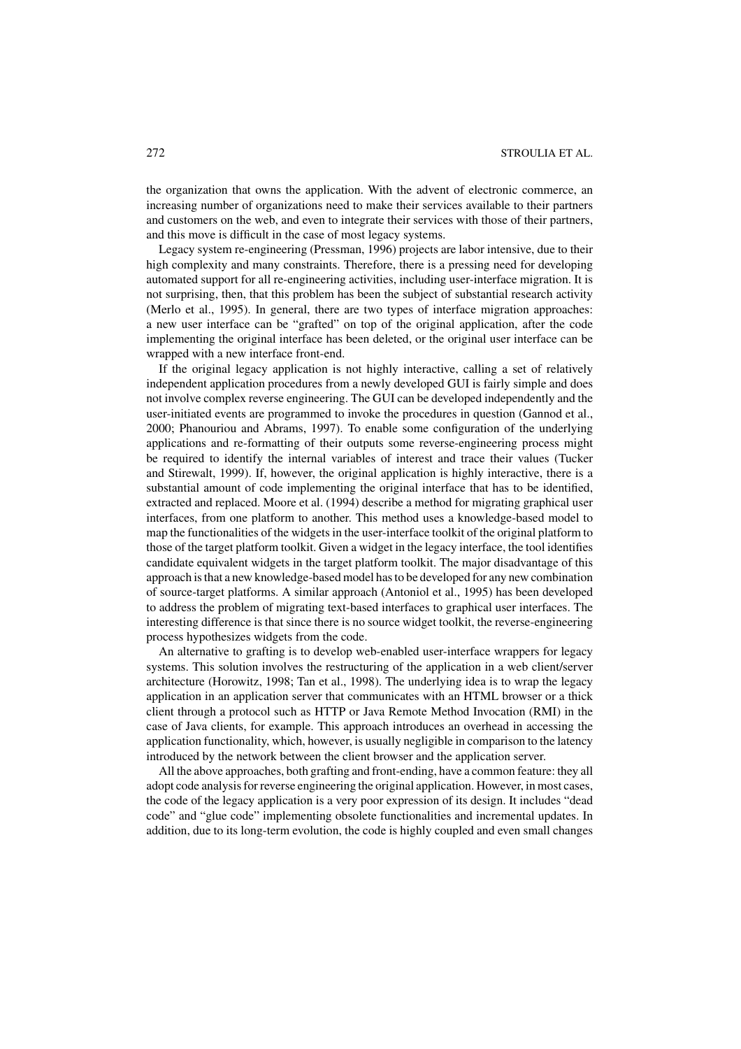the organization that owns the application. With the advent of electronic commerce, an increasing number of organizations need to make their services available to their partners and customers on the web, and even to integrate their services with those of their partners, and this move is difficult in the case of most legacy systems.

Legacy system re-engineering (Pressman, 1996) projects are labor intensive, due to their high complexity and many constraints. Therefore, there is a pressing need for developing automated support for all re-engineering activities, including user-interface migration. It is not surprising, then, that this problem has been the subject of substantial research activity (Merlo et al., 1995). In general, there are two types of interface migration approaches: a new user interface can be "grafted" on top of the original application, after the code implementing the original interface has been deleted, or the original user interface can be wrapped with a new interface front-end.

If the original legacy application is not highly interactive, calling a set of relatively independent application procedures from a newly developed GUI is fairly simple and does not involve complex reverse engineering. The GUI can be developed independently and the user-initiated events are programmed to invoke the procedures in question (Gannod et al., 2000; Phanouriou and Abrams, 1997). To enable some configuration of the underlying applications and re-formatting of their outputs some reverse-engineering process might be required to identify the internal variables of interest and trace their values (Tucker and Stirewalt, 1999). If, however, the original application is highly interactive, there is a substantial amount of code implementing the original interface that has to be identified, extracted and replaced. Moore et al. (1994) describe a method for migrating graphical user interfaces, from one platform to another. This method uses a knowledge-based model to map the functionalities of the widgets in the user-interface toolkit of the original platform to those of the target platform toolkit. Given a widget in the legacy interface, the tool identifies candidate equivalent widgets in the target platform toolkit. The major disadvantage of this approach is that a new knowledge-based model has to be developed for any new combination of source-target platforms. A similar approach (Antoniol et al., 1995) has been developed to address the problem of migrating text-based interfaces to graphical user interfaces. The interesting difference is that since there is no source widget toolkit, the reverse-engineering process hypothesizes widgets from the code.

An alternative to grafting is to develop web-enabled user-interface wrappers for legacy systems. This solution involves the restructuring of the application in a web client/server architecture (Horowitz, 1998; Tan et al., 1998). The underlying idea is to wrap the legacy application in an application server that communicates with an HTML browser or a thick client through a protocol such as HTTP or Java Remote Method Invocation (RMI) in the case of Java clients, for example. This approach introduces an overhead in accessing the application functionality, which, however, is usually negligible in comparison to the latency introduced by the network between the client browser and the application server.

All the above approaches, both grafting and front-ending, have a common feature: they all adopt code analysis for reverse engineering the original application. However, in most cases, the code of the legacy application is a very poor expression of its design. It includes "dead code" and "glue code" implementing obsolete functionalities and incremental updates. In addition, due to its long-term evolution, the code is highly coupled and even small changes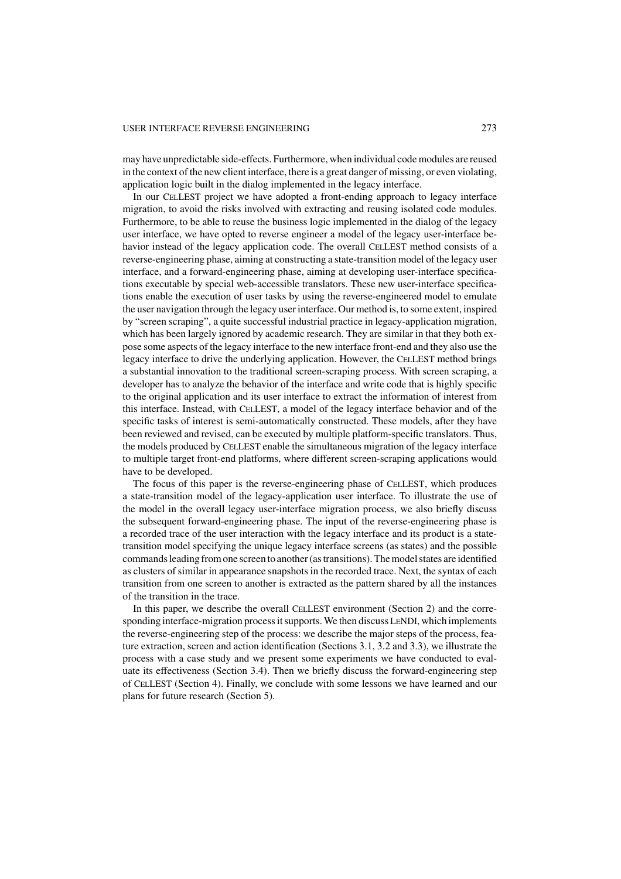may have unpredictable side-effects. Furthermore, when individual code modules are reused in the context of the new client interface, there is a great danger of missing, or even violating, application logic built in the dialog implemented in the legacy interface.

In our CELLEST project we have adopted a front-ending approach to legacy interface migration, to avoid the risks involved with extracting and reusing isolated code modules. Furthermore, to be able to reuse the business logic implemented in the dialog of the legacy user interface, we have opted to reverse engineer a model of the legacy user-interface behavior instead of the legacy application code. The overall CELLEST method consists of a reverse-engineering phase, aiming at constructing a state-transition model of the legacy user interface, and a forward-engineering phase, aiming at developing user-interface specifications executable by special web-accessible translators. These new user-interface specifications enable the execution of user tasks by using the reverse-engineered model to emulate the user navigation through the legacy user interface. Our method is, to some extent, inspired by "screen scraping", a quite successful industrial practice in legacy-application migration, which has been largely ignored by academic research. They are similar in that they both expose some aspects of the legacy interface to the new interface front-end and they also use the legacy interface to drive the underlying application. However, the CELLEST method brings a substantial innovation to the traditional screen-scraping process. With screen scraping, a developer has to analyze the behavior of the interface and write code that is highly specific to the original application and its user interface to extract the information of interest from this interface. Instead, with CELLEST, a model of the legacy interface behavior and of the specific tasks of interest is semi-automatically constructed. These models, after they have been reviewed and revised, can be executed by multiple platform-specific translators. Thus, the models produced by CELLEST enable the simultaneous migration of the legacy interface to multiple target front-end platforms, where different screen-scraping applications would have to be developed.

The focus of this paper is the reverse-engineering phase of CELLEST, which produces a state-transition model of the legacy-application user interface. To illustrate the use of the model in the overall legacy user-interface migration process, we also briefly discuss the subsequent forward-engineering phase. The input of the reverse-engineering phase is a recorded trace of the user interaction with the legacy interface and its product is a state-transition model specifying the unique legacy interface screens (as states) and the possible commands leading from one screen to another (as transitions). The model states are identified as clusters of similar in appearance snapshots in the recorded trace. Next, the syntax of each transition from one screen to another is extracted as the pattern shared by all the instances of the transition in the trace.

In this paper, we describe the overall CELLEST environment (Section 2) and the corresponding interface-migration process it supports. We then discuss LENDI, which implements the reverse-engineering step of the process: we describe the major steps of the process, feature extraction, screen and action identification (Sections 3.1, 3.2 and 3.3), we illustrate the process with a case study and we present some experiments we have conducted to evaluate its effectiveness (Section 3.4). Then we briefly discuss the forward-engineering step of CELLEST (Section 4). Finally, we conclude with some lessons we have learned and our plans for future research (Section 5).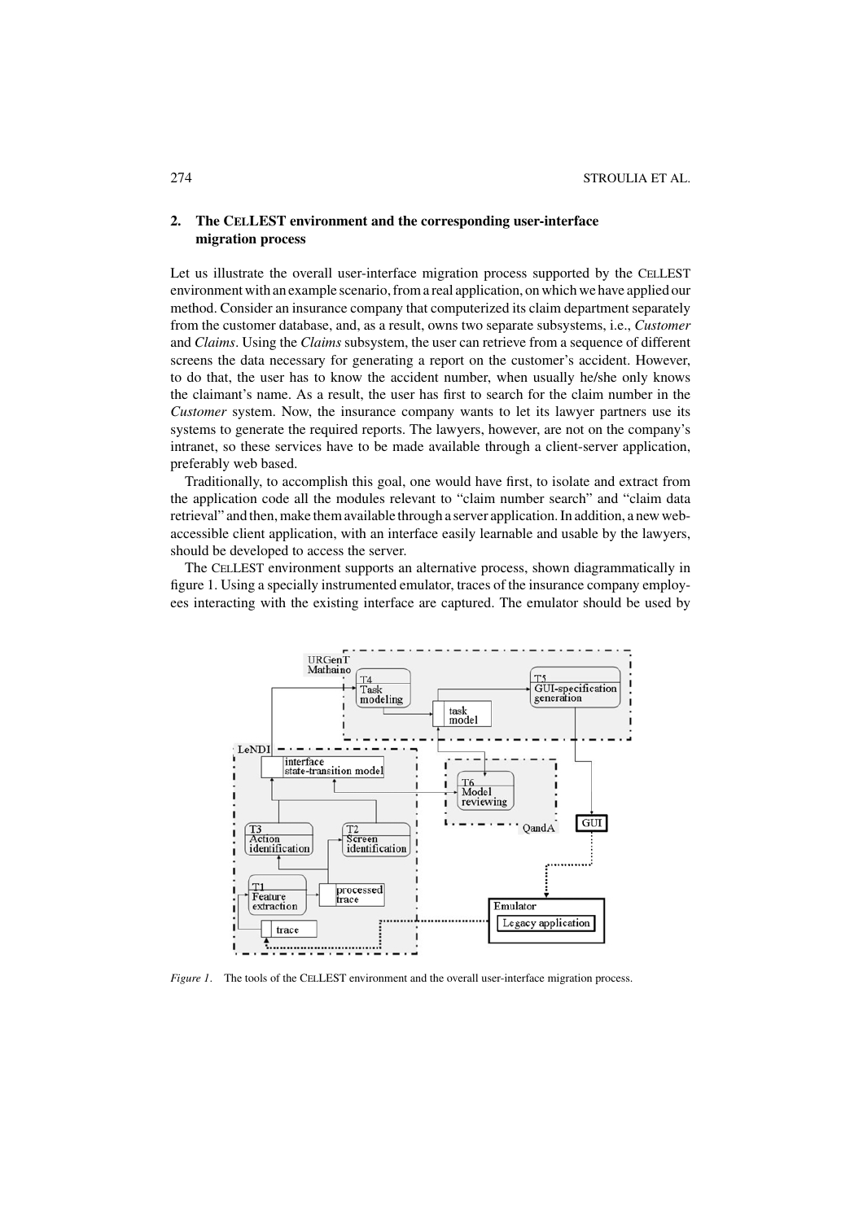## 2. The CELLEST environment and the corresponding user-interface migration process

Let us illustrate the overall user-interface migration process supported by the CELLEST environment with an example scenario, from a real application, on which we have applied our method. Consider an insurance company that computerized its claim department separately from the customer database, and, as a result, owns two separate subsystems, i.e., *Customer* and *Claims*. Using the *Claims* subsystem, the user can retrieve from a sequence of different screens the data necessary for generating a report on the customer's accident. However, to do that, the user has to know the accident number, when usually he/she only knows the claimant's name. As a result, the user has first to search for the claim number in the *Customer* system. Now, the insurance company wants to let its lawyer partners use its systems to generate the required reports. The lawyers, however, are not on the company's intranet, so these services have to be made available through a client-server application, preferably web based.

Traditionally, to accomplish this goal, one would have first, to isolate and extract from the application code all the modules relevant to "claim number search" and "claim data retrieval" and then, make them available through a server application. In addition, a new web-accessible client application, with an interface easily learnable and usable by the lawyers, should be developed to access the server.

The CELLEST environment supports an alternative process, shown diagrammatically in figure 1. Using a specially instrumented emulator, traces of the insurance company employees interacting with the existing interface are captured. The emulator should be used by

URGenT
Mathaino
T4
Task
modeling
task
model
T5
GUI-specification
generation
LeNDI
interface
state-transition model
T6
Model
reviewing
QandA
GUI
T3
Action
identification
T2
Screen
identification
T1
Feature
extraction
processed
trace
trace
Emulator
Legacy application

*Figure 1*. The tools of the CELLEST environment and the overall user-interface migration process.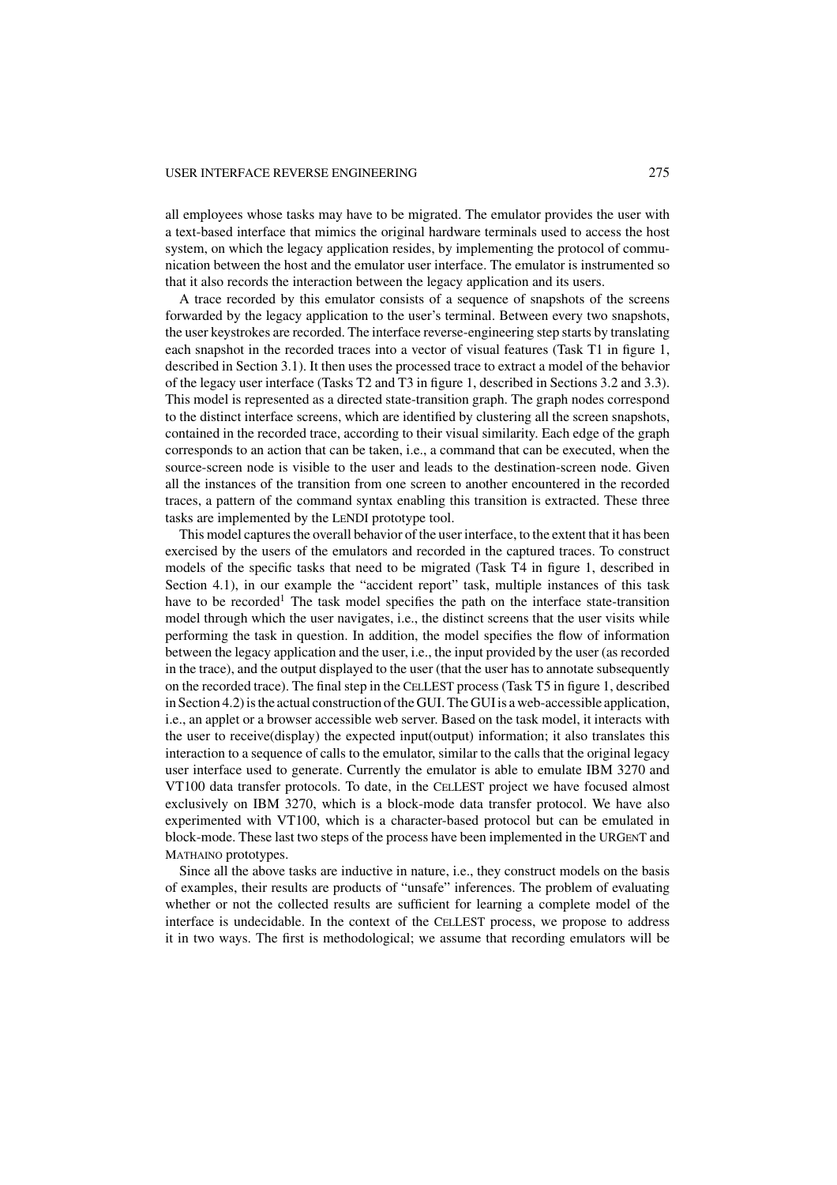all employees whose tasks may have to be migrated. The emulator provides the user with a text-based interface that mimics the original hardware terminals used to access the host system, on which the legacy application resides, by implementing the protocol of communication between the host and the emulator user interface. The emulator is instrumented so that it also records the interaction between the legacy application and its users.

A trace recorded by this emulator consists of a sequence of snapshots of the screens forwarded by the legacy application to the user's terminal. Between every two snapshots, the user keystrokes are recorded. The interface reverse-engineering step starts by translating each snapshot in the recorded traces into a vector of visual features (Task T1 in figure 1, described in Section 3.1). It then uses the processed trace to extract a model of the behavior of the legacy user interface (Tasks T2 and T3 in figure 1, described in Sections 3.2 and 3.3). This model is represented as a directed state-transition graph. The graph nodes correspond to the distinct interface screens, which are identified by clustering all the screen snapshots, contained in the recorded trace, according to their visual similarity. Each edge of the graph corresponds to an action that can be taken, i.e., a command that can be executed, when the source-screen node is visible to the user and leads to the destination-screen node. Given all the instances of the transition from one screen to another encountered in the recorded traces, a pattern of the command syntax enabling this transition is extracted. These three tasks are implemented by the LENDI prototype tool.

This model captures the overall behavior of the user interface, to the extent that it has been exercised by the users of the emulators and recorded in the captured traces. To construct models of the specific tasks that need to be migrated (Task T4 in figure 1, described in Section 4.1), in our example the "accident report" task, multiple instances of this task have to be recorded[1] The task model specifies the path on the interface state-transition model through which the user navigates, i.e., the distinct screens that the user visits while performing the task in question. In addition, the model specifies the flow of information between the legacy application and the user, i.e., the input provided by the user (as recorded in the trace), and the output displayed to the user (that the user has to annotate subsequently on the recorded trace). The final step in the CELLEST process (Task T5 in figure 1, described in Section 4.2) is the actual construction of the GUI. The GUI is a web-accessible application, i.e., an applet or a browser accessible web server. Based on the task model, it interacts with the user to receive(display) the expected input(output) information; it also translates this interaction to a sequence of calls to the emulator, similar to the calls that the original legacy user interface used to generate. Currently the emulator is able to emulate IBM 3270 and VT100 data transfer protocols. To date, in the CELLEST project we have focused almost exclusively on IBM 3270, which is a block-mode data transfer protocol. We have also experimented with VT100, which is a character-based protocol but can be emulated in block-mode. These last two steps of the process have been implemented in the URGENT and MATHAINO prototypes.

Since all the above tasks are inductive in nature, i.e., they construct models on the basis of examples, their results are products of "unsafe" inferences. The problem of evaluating whether or not the collected results are sufficient for learning a complete model of the interface is undecidable. In the context of the CELLEST process, we propose to address it in two ways. The first is methodological; we assume that recording emulators will be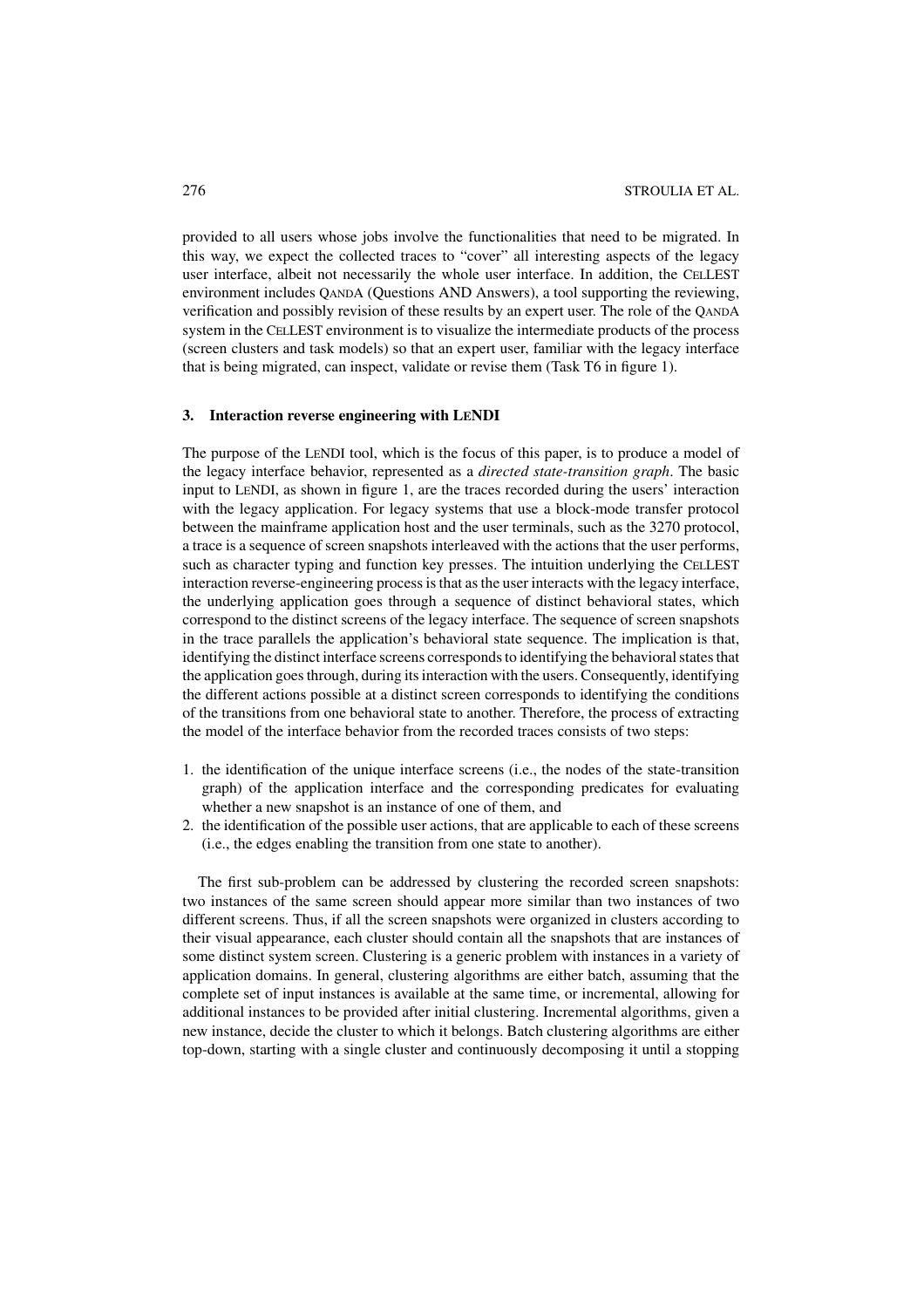provided to all users whose jobs involve the functionalities that need to be migrated. In this way, we expect the collected traces to "cover" all interesting aspects of the legacy user interface, albeit not necessarily the whole user interface. In addition, the CELLEST environment includes QANDA (Questions AND Answers), a tool supporting the reviewing, verification and possibly revision of these results by an expert user. The role of the QANDA system in the CELLEST environment is to visualize the intermediate products of the process (screen clusters and task models) so that an expert user, familiar with the legacy interface that is being migrated, can inspect, validate or revise them (Task T6 in figure 1).

## 3. Interaction reverse engineering with LENDI

The purpose of the LENDI tool, which is the focus of this paper, is to produce a model of the legacy interface behavior, represented as a *directed state-transition graph*. The basic input to LENDI, as shown in figure 1, are the traces recorded during the users' interaction with the legacy application. For legacy systems that use a block-mode transfer protocol between the mainframe application host and the user terminals, such as the 3270 protocol, a trace is a sequence of screen snapshots interleaved with the actions that the user performs, such as character typing and function key presses. The intuition underlying the CELLEST interaction reverse-engineering process is that as the user interacts with the legacy interface, the underlying application goes through a sequence of distinct behavioral states, which correspond to the distinct screens of the legacy interface. The sequence of screen snapshots in the trace parallels the application's behavioral state sequence. The implication is that, identifying the distinct interface screens corresponds to identifying the behavioral states that the application goes through, during its interaction with the users. Consequently, identifying the different actions possible at a distinct screen corresponds to identifying the conditions of the transitions from one behavioral state to another. Therefore, the process of extracting the model of the interface behavior from the recorded traces consists of two steps:

1. the identification of the unique interface screens (i.e., the nodes of the state-transition graph) of the application interface and the corresponding predicates for evaluating whether a new snapshot is an instance of one of them, and
2. the identification of the possible user actions, that are applicable to each of these screens (i.e., the edges enabling the transition from one state to another).

The first sub-problem can be addressed by clustering the recorded screen snapshots: two instances of the same screen should appear more similar than two instances of two different screens. Thus, if all the screen snapshots were organized in clusters according to their visual appearance, each cluster should contain all the snapshots that are instances of some distinct system screen. Clustering is a generic problem with instances in a variety of application domains. In general, clustering algorithms are either batch, assuming that the complete set of input instances is available at the same time, or incremental, allowing for additional instances to be provided after initial clustering. Incremental algorithms, given a new instance, decide the cluster to which it belongs. Batch clustering algorithms are either top-down, starting with a single cluster and continuously decomposing it until a stopping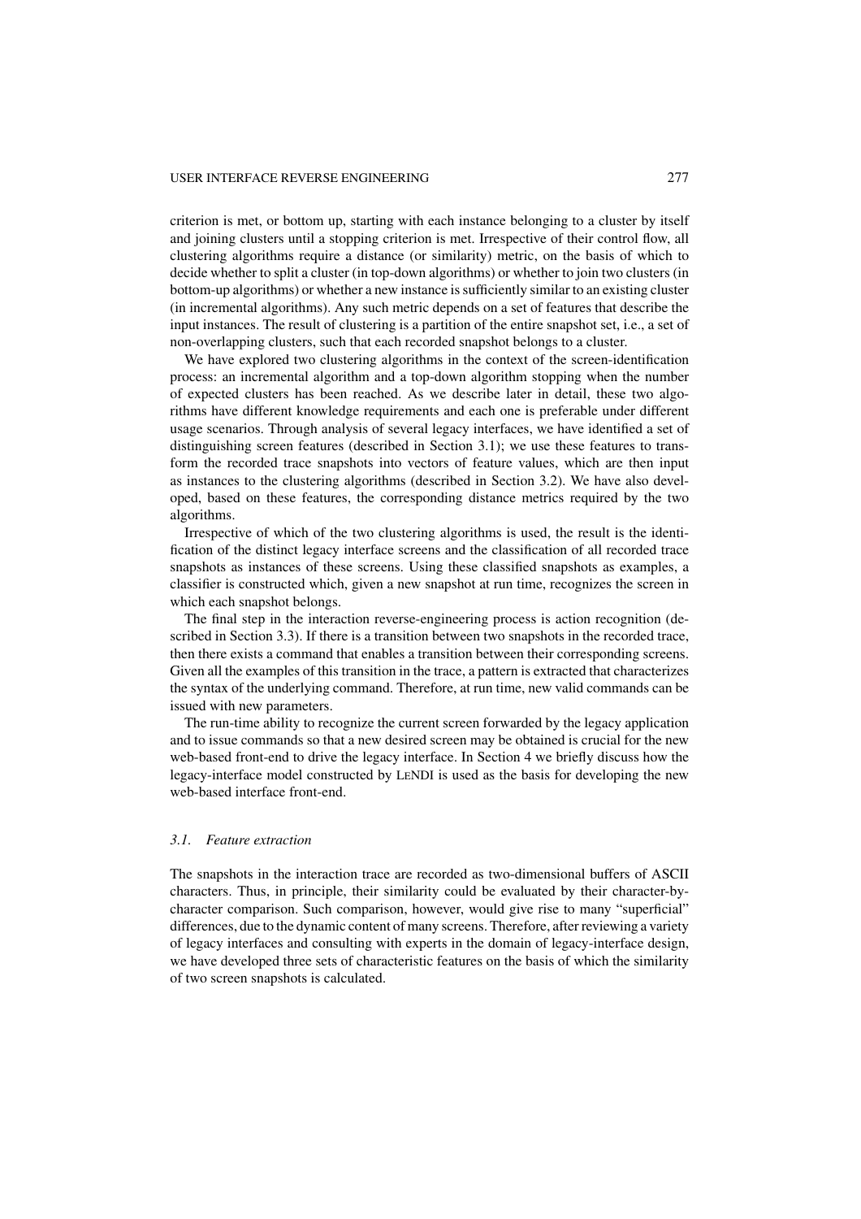criterion is met, or bottom up, starting with each instance belonging to a cluster by itself and joining clusters until a stopping criterion is met. Irrespective of their control flow, all clustering algorithms require a distance (or similarity) metric, on the basis of which to decide whether to split a cluster (in top-down algorithms) or whether to join two clusters (in bottom-up algorithms) or whether a new instance is sufficiently similar to an existing cluster (in incremental algorithms). Any such metric depends on a set of features that describe the input instances. The result of clustering is a partition of the entire snapshot set, i.e., a set of non-overlapping clusters, such that each recorded snapshot belongs to a cluster.

We have explored two clustering algorithms in the context of the screen-identification process: an incremental algorithm and a top-down algorithm stopping when the number of expected clusters has been reached. As we describe later in detail, these two algorithms have different knowledge requirements and each one is preferable under different usage scenarios. Through analysis of several legacy interfaces, we have identified a set of distinguishing screen features (described in Section 3.1); we use these features to transform the recorded trace snapshots into vectors of feature values, which are then input as instances to the clustering algorithms (described in Section 3.2). We have also developed, based on these features, the corresponding distance metrics required by the two algorithms.

Irrespective of which of the two clustering algorithms is used, the result is the identification of the distinct legacy interface screens and the classification of all recorded trace snapshots as instances of these screens. Using these classified snapshots as examples, a classifier is constructed which, given a new snapshot at run time, recognizes the screen in which each snapshot belongs.

The final step in the interaction reverse-engineering process is action recognition (described in Section 3.3). If there is a transition between two snapshots in the recorded trace, then there exists a command that enables a transition between their corresponding screens. Given all the examples of this transition in the trace, a pattern is extracted that characterizes the syntax of the underlying command. Therefore, at run time, new valid commands can be issued with new parameters.

The run-time ability to recognize the current screen forwarded by the legacy application and to issue commands so that a new desired screen may be obtained is crucial for the new web-based front-end to drive the legacy interface. In Section 4 we briefly discuss how the legacy-interface model constructed by LeNDI is used as the basis for developing the new web-based interface front-end.

### *3.1. Feature extraction*

The snapshots in the interaction trace are recorded as two-dimensional buffers of ASCII characters. Thus, in principle, their similarity could be evaluated by their character-by-character comparison. Such comparison, however, would give rise to many "superficial" differences, due to the dynamic content of many screens. Therefore, after reviewing a variety of legacy interfaces and consulting with experts in the domain of legacy-interface design, we have developed three sets of characteristic features on the basis of which the similarity of two screen snapshots is calculated.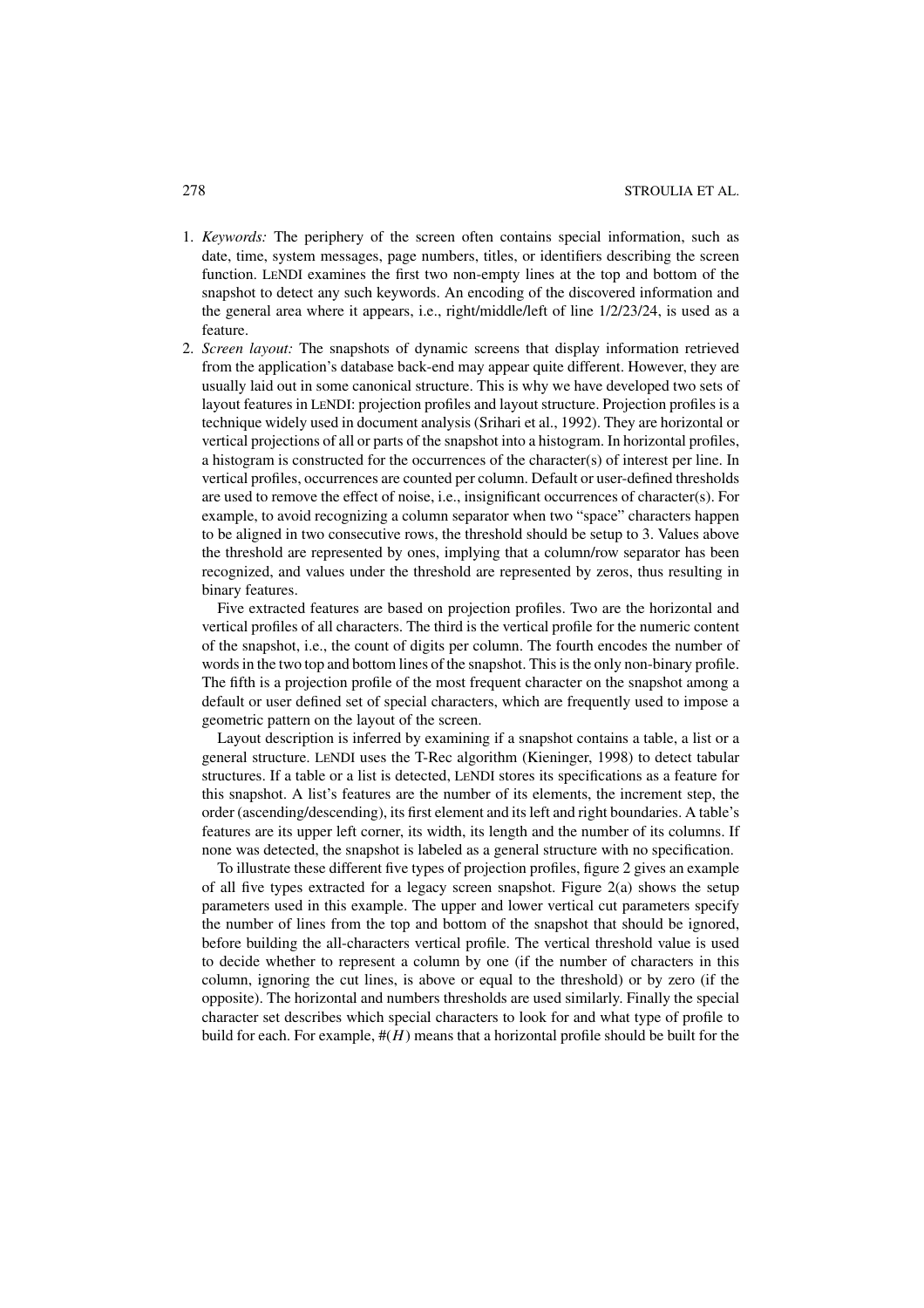1. *Keywords:* The periphery of the screen often contains special information, such as date, time, system messages, page numbers, titles, or identifiers describing the screen function. LeNDI examines the first two non-empty lines at the top and bottom of the snapshot to detect any such keywords. An encoding of the discovered information and the general area where it appears, i.e., right/middle/left of line 1/2/23/24, is used as a feature.
2. *Screen layout:* The snapshots of dynamic screens that display information retrieved from the application's database back-end may appear quite different. However, they are usually laid out in some canonical structure. This is why we have developed two sets of layout features in LeNDI: projection profiles and layout structure. Projection profiles is a technique widely used in document analysis (Srihari et al., 1992). They are horizontal or vertical projections of all or parts of the snapshot into a histogram. In horizontal profiles, a histogram is constructed for the occurrences of the character(s) of interest per line. In vertical profiles, occurrences are counted per column. Default or user-defined thresholds are used to remove the effect of noise, i.e., insignificant occurrences of character(s). For example, to avoid recognizing a column separator when two "space" characters happen to be aligned in two consecutive rows, the threshold should be setup to 3. Values above the threshold are represented by ones, implying that a column/row separator has been recognized, and values under the threshold are represented by zeros, thus resulting in binary features.

   Five extracted features are based on projection profiles. Two are the horizontal and vertical profiles of all characters. The third is the vertical profile for the numeric content of the snapshot, i.e., the count of digits per column. The fourth encodes the number of words in the two top and bottom lines of the snapshot. This is the only non-binary profile. The fifth is a projection profile of the most frequent character on the snapshot among a default or user defined set of special characters, which are frequently used to impose a geometric pattern on the layout of the screen.

   Layout description is inferred by examining if a snapshot contains a table, a list or a general structure. LeNDI uses the T-Rec algorithm (Kieninger, 1998) to detect tabular structures. If a table or a list is detected, LeNDI stores its specifications as a feature for this snapshot. A list's features are the number of its elements, the increment step, the order (ascending/descending), its first element and its left and right boundaries. A table's features are its upper left corner, its width, its length and the number of its columns. If none was detected, the snapshot is labeled as a general structure with no specification.

   To illustrate these different five types of projection profiles, figure 2 gives an example of all five types extracted for a legacy screen snapshot. Figure 2(a) shows the setup parameters used in this example. The upper and lower vertical cut parameters specify the number of lines from the top and bottom of the snapshot that should be ignored, before building the all-characters vertical profile. The vertical threshold value is used to decide whether to represent a column by one (if the number of characters in this column, ignoring the cut lines, is above or equal to the threshold) or by zero (if the opposite). The horizontal and numbers thresholds are used similarly. Finally the special character set describes which special characters to look for and what type of profile to build for each. For example, #($H$) means that a horizontal profile should be built for the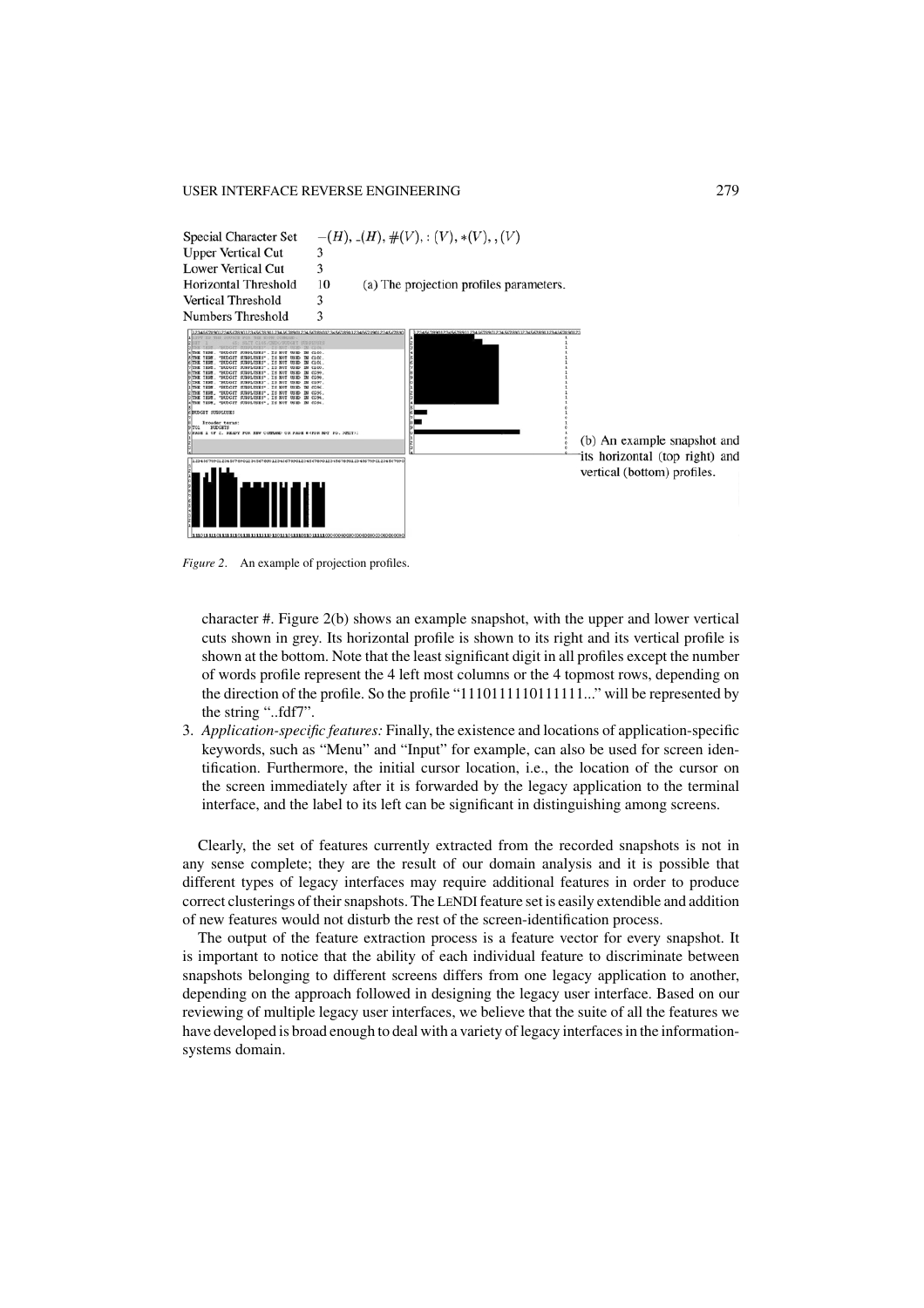| Special Character Set | $-(H)$, $\_(H)$, $\#(V)$, $:(V)$, $*(V)$, $,(V)$ |
|---|---|
| Upper Vertical Cut | 3 |
| Lower Vertical Cut | 3 |
| Horizontal Threshold | 10 |
| Vertical Threshold | 3 |
| Numbers Threshold | 3 |

(a) The projection profiles parameters.

(b) An example snapshot and its horizontal (top right) and vertical (bottom) profiles.

*Figure 2*. An example of projection profiles.

character #. Figure 2(b) shows an example snapshot, with the upper and lower vertical cuts shown in grey. Its horizontal profile is shown to its right and its vertical profile is shown at the bottom. Note that the least significant digit in all profiles except the number of words profile represent the 4 left most columns or the 4 topmost rows, depending on the direction of the profile. So the profile "1110111110111111..." will be represented by the string "..fdf7".

3. *Application-specific features:* Finally, the existence and locations of application-specific keywords, such as "Menu" and "Input" for example, can also be used for screen identification. Furthermore, the initial cursor location, i.e., the location of the cursor on the screen immediately after it is forwarded by the legacy application to the terminal interface, and the label to its left can be significant in distinguishing among screens.

Clearly, the set of features currently extracted from the recorded snapshots is not in any sense complete; they are the result of our domain analysis and it is possible that different types of legacy interfaces may require additional features in order to produce correct clusterings of their snapshots. The LeNDI feature set is easily extendible and addition of new features would not disturb the rest of the screen-identification process.

The output of the feature extraction process is a feature vector for every snapshot. It is important to notice that the ability of each individual feature to discriminate between snapshots belonging to different screens differs from one legacy application to another, depending on the approach followed in designing the legacy user interface. Based on our reviewing of multiple legacy user interfaces, we believe that the suite of all the features we have developed is broad enough to deal with a variety of legacy interfaces in the information-systems domain.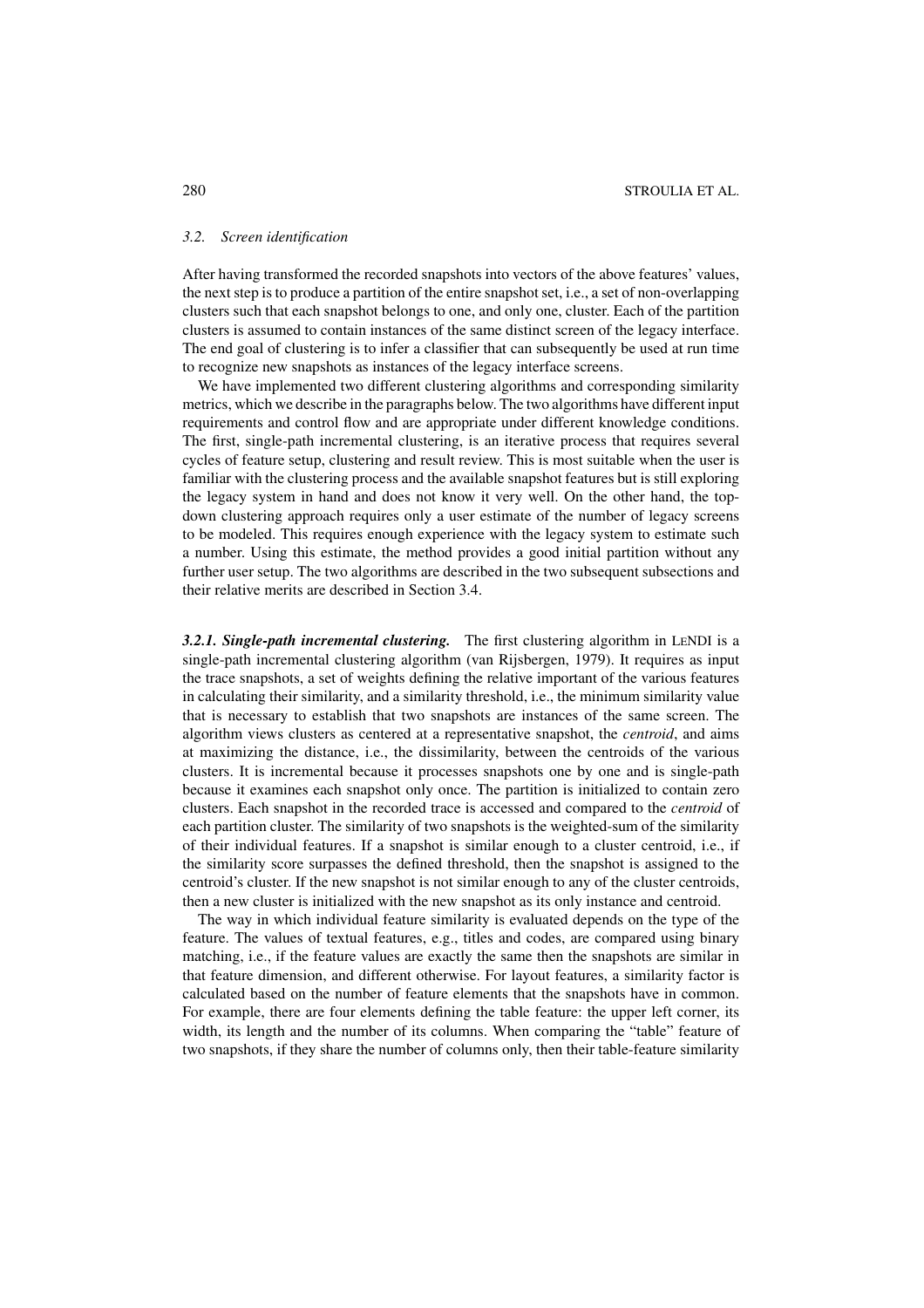### 3.2. Screen identification

After having transformed the recorded snapshots into vectors of the above features' values, the next step is to produce a partition of the entire snapshot set, i.e., a set of non-overlapping clusters such that each snapshot belongs to one, and only one, cluster. Each of the partition clusters is assumed to contain instances of the same distinct screen of the legacy interface. The end goal of clustering is to infer a classifier that can subsequently be used at run time to recognize new snapshots as instances of the legacy interface screens.

We have implemented two different clustering algorithms and corresponding similarity metrics, which we describe in the paragraphs below. The two algorithms have different input requirements and control flow and are appropriate under different knowledge conditions. The first, single-path incremental clustering, is an iterative process that requires several cycles of feature setup, clustering and result review. This is most suitable when the user is familiar with the clustering process and the available snapshot features but is still exploring the legacy system in hand and does not know it very well. On the other hand, the top-down clustering approach requires only a user estimate of the number of legacy screens to be modeled. This requires enough experience with the legacy system to estimate such a number. Using this estimate, the method provides a good initial partition without any further user setup. The two algorithms are described in the two subsequent subsections and their relative merits are described in Section 3.4.

***3.2.1. Single-path incremental clustering.*** The first clustering algorithm in LENDI is a single-path incremental clustering algorithm (van Rijsbergen, 1979). It requires as input the trace snapshots, a set of weights defining the relative important of the various features in calculating their similarity, and a similarity threshold, i.e., the minimum similarity value that is necessary to establish that two snapshots are instances of the same screen. The algorithm views clusters as centered at a representative snapshot, the *centroid*, and aims at maximizing the distance, i.e., the dissimilarity, between the centroids of the various clusters. It is incremental because it processes snapshots one by one and is single-path because it examines each snapshot only once. The partition is initialized to contain zero clusters. Each snapshot in the recorded trace is accessed and compared to the *centroid* of each partition cluster. The similarity of two snapshots is the weighted-sum of the similarity of their individual features. If a snapshot is similar enough to a cluster centroid, i.e., if the similarity score surpasses the defined threshold, then the snapshot is assigned to the centroid's cluster. If the new snapshot is not similar enough to any of the cluster centroids, then a new cluster is initialized with the new snapshot as its only instance and centroid.

The way in which individual feature similarity is evaluated depends on the type of the feature. The values of textual features, e.g., titles and codes, are compared using binary matching, i.e., if the feature values are exactly the same then the snapshots are similar in that feature dimension, and different otherwise. For layout features, a similarity factor is calculated based on the number of feature elements that the snapshots have in common. For example, there are four elements defining the table feature: the upper left corner, its width, its length and the number of its columns. When comparing the "table" feature of two snapshots, if they share the number of columns only, then their table-feature similarity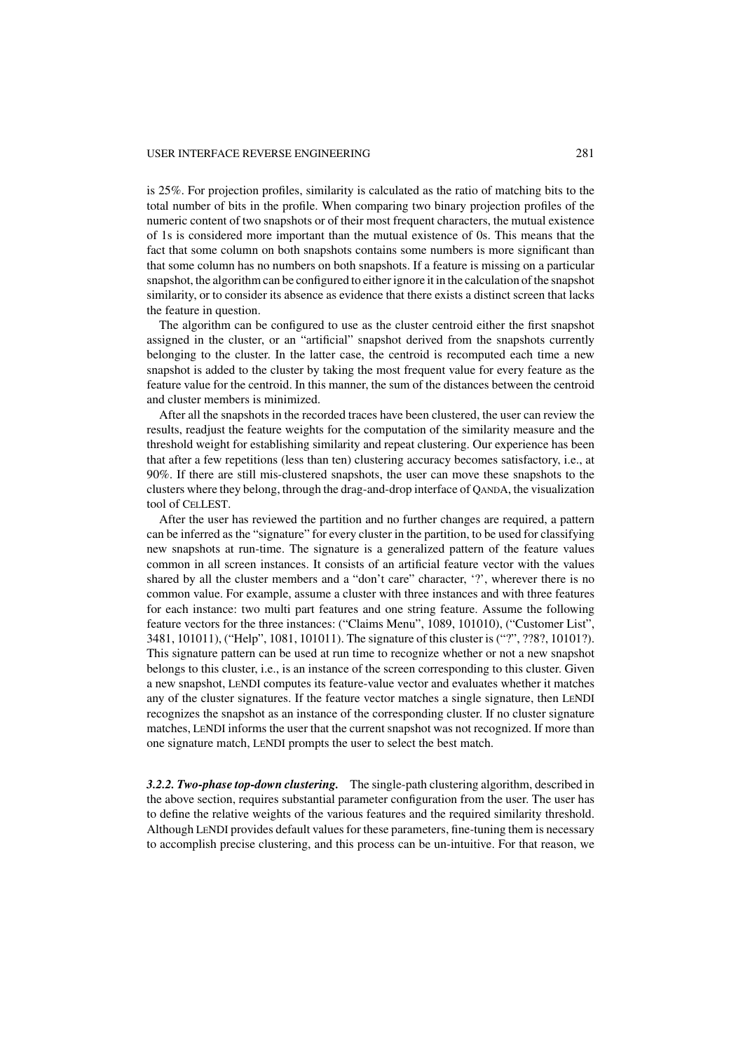is 25%. For projection profiles, similarity is calculated as the ratio of matching bits to the total number of bits in the profile. When comparing two binary projection profiles of the numeric content of two snapshots or of their most frequent characters, the mutual existence of 1s is considered more important than the mutual existence of 0s. This means that the fact that some column on both snapshots contains some numbers is more significant than that some column has no numbers on both snapshots. If a feature is missing on a particular snapshot, the algorithm can be configured to either ignore it in the calculation of the snapshot similarity, or to consider its absence as evidence that there exists a distinct screen that lacks the feature in question.

The algorithm can be configured to use as the cluster centroid either the first snapshot assigned in the cluster, or an "artificial" snapshot derived from the snapshots currently belonging to the cluster. In the latter case, the centroid is recomputed each time a new snapshot is added to the cluster by taking the most frequent value for every feature as the feature value for the centroid. In this manner, the sum of the distances between the centroid and cluster members is minimized.

After all the snapshots in the recorded traces have been clustered, the user can review the results, readjust the feature weights for the computation of the similarity measure and the threshold weight for establishing similarity and repeat clustering. Our experience has been that after a few repetitions (less than ten) clustering accuracy becomes satisfactory, i.e., at 90%. If there are still mis-clustered snapshots, the user can move these snapshots to the clusters where they belong, through the drag-and-drop interface of QANDA, the visualization tool of CELLEST.

After the user has reviewed the partition and no further changes are required, a pattern can be inferred as the "signature" for every cluster in the partition, to be used for classifying new snapshots at run-time. The signature is a generalized pattern of the feature values common in all screen instances. It consists of an artificial feature vector with the values shared by all the cluster members and a "don't care" character, '?', wherever there is no common value. For example, assume a cluster with three instances and with three features for each instance: two multi part features and one string feature. Assume the following feature vectors for the three instances: ("Claims Menu", 1089, 101010), ("Customer List", 3481, 101011), ("Help", 1081, 101011). The signature of this cluster is ("?", ??8?, 10101?). This signature pattern can be used at run time to recognize whether or not a new snapshot belongs to this cluster, i.e., is an instance of the screen corresponding to this cluster. Given a new snapshot, LENDI computes its feature-value vector and evaluates whether it matches any of the cluster signatures. If the feature vector matches a single signature, then LENDI recognizes the snapshot as an instance of the corresponding cluster. If no cluster signature matches, LENDI informs the user that the current snapshot was not recognized. If more than one signature match, LENDI prompts the user to select the best match.

***3.2.2. Two-phase top-down clustering.*** The single-path clustering algorithm, described in the above section, requires substantial parameter configuration from the user. The user has to define the relative weights of the various features and the required similarity threshold. Although LENDI provides default values for these parameters, fine-tuning them is necessary to accomplish precise clustering, and this process can be un-intuitive. For that reason, we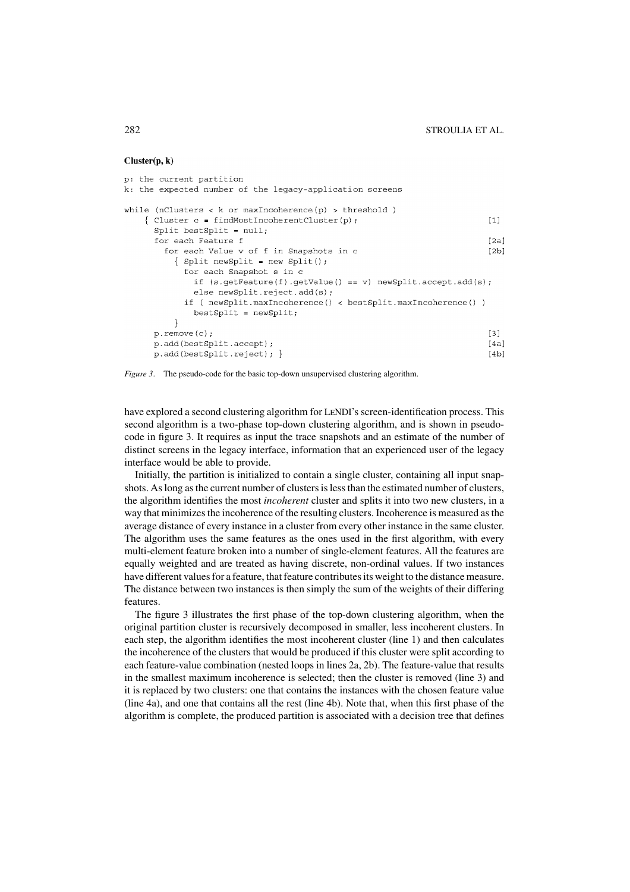**Cluster(p, k)**

```
p: the current partition
k: the expected number of the legacy-application screens

while (nClusters < k or maxIncoherence(p) > threshold )
    { Cluster c = findMostIncoherentCluster(p);                              [1]
      Split bestSplit = null;
      for each Feature f                                                     [2a]
        for each Value v of f in Snapshots in c                              [2b]
          { Split newSplit = new Split();
            for each Snapshot s in c
              if (s.getFeature(f).getValue() == v) newSplit.accept.add(s);
              else newSplit.reject.add(s);
            if ( newSplit.maxIncoherence() < bestSplit.maxIncoherence() )
              bestSplit = newSplit;
          }
      p.remove(c);                                                           [3]
      p.add(bestSplit.accept);                                               [4a]
      p.add(bestSplit.reject); }                                             [4b]
```

*Figure 3*. The pseudo-code for the basic top-down unsupervised clustering algorithm.

have explored a second clustering algorithm for LENDI's screen-identification process. This second algorithm is a two-phase top-down clustering algorithm, and is shown in pseudo-code in figure 3. It requires as input the trace snapshots and an estimate of the number of distinct screens in the legacy interface, information that an experienced user of the legacy interface would be able to provide.

Initially, the partition is initialized to contain a single cluster, containing all input snapshots. As long as the current number of clusters is less than the estimated number of clusters, the algorithm identifies the most *incoherent* cluster and splits it into two new clusters, in a way that minimizes the incoherence of the resulting clusters. Incoherence is measured as the average distance of every instance in a cluster from every other instance in the same cluster. The algorithm uses the same features as the ones used in the first algorithm, with every multi-element feature broken into a number of single-element features. All the features are equally weighted and are treated as having discrete, non-ordinal values. If two instances have different values for a feature, that feature contributes its weight to the distance measure. The distance between two instances is then simply the sum of the weights of their differing features.

The figure 3 illustrates the first phase of the top-down clustering algorithm, when the original partition cluster is recursively decomposed in smaller, less incoherent clusters. In each step, the algorithm identifies the most incoherent cluster (line 1) and then calculates the incoherence of the clusters that would be produced if this cluster were split according to each feature-value combination (nested loops in lines 2a, 2b). The feature-value that results in the smallest maximum incoherence is selected; then the cluster is removed (line 3) and it is replaced by two clusters: one that contains the instances with the chosen feature value (line 4a), and one that contains all the rest (line 4b). Note that, when this first phase of the algorithm is complete, the produced partition is associated with a decision tree that defines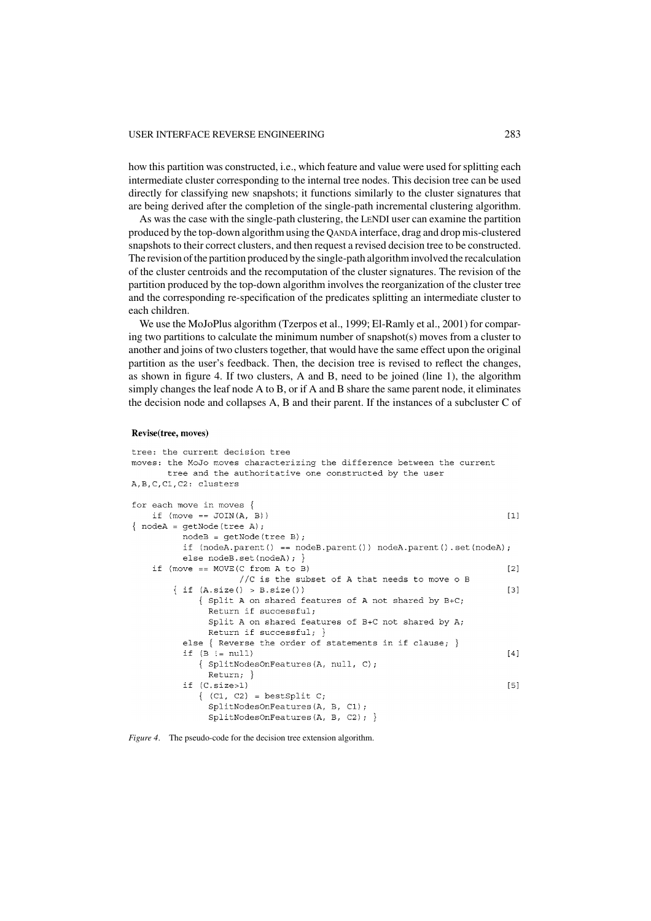how this partition was constructed, i.e., which feature and value were used for splitting each intermediate cluster corresponding to the internal tree nodes. This decision tree can be used directly for classifying new snapshots; it functions similarly to the cluster signatures that are being derived after the completion of the single-path incremental clustering algorithm.

As was the case with the single-path clustering, the LENDI user can examine the partition produced by the top-down algorithm using the QANDA interface, drag and drop mis-clustered snapshots to their correct clusters, and then request a revised decision tree to be constructed. The revision of the partition produced by the single-path algorithm involved the recalculation of the cluster centroids and the recomputation of the cluster signatures. The revision of the partition produced by the top-down algorithm involves the reorganization of the cluster tree and the corresponding re-specification of the predicates splitting an intermediate cluster to each children.

We use the MoJoPlus algorithm (Tzerpos et al., 1999; El-Ramly et al., 2001) for comparing two partitions to calculate the minimum number of snapshot(s) moves from a cluster to another and joins of two clusters together, that would have the same effect upon the original partition as the user's feedback. Then, the decision tree is revised to reflect the changes, as shown in figure 4. If two clusters, A and B, need to be joined (line 1), the algorithm simply changes the leaf node A to B, or if A and B share the same parent node, it eliminates the decision node and collapses A, B and their parent. If the instances of a subcluster C of

**Revise(tree, moves)**

```
tree: the current decision tree
moves: the MoJo moves characterizing the difference between the current
       tree and the authoritative one constructed by the user
A,B,C,C1,C2: clusters

for each move in moves {
    if (move == JOIN(A, B))                                               [1]
{ nodeA = getNode(tree A);
          nodeB = getNode(tree B);
          if (nodeA.parent() == nodeB.parent()) nodeA.parent().set(nodeA);
          else nodeB.set(nodeA); }
    if (move == MOVE(C from A to B)                                       [2]
                    //C is the subset of A that needs to move o B
       { if (A.size() > B.size())                                         [3]
            { Split A on shared features of A not shared by B+C;
              Return if successful;
              Split A on shared features of B+C not shared by A;
              Return if successful; }
          else { Reverse the order of statements in if clause; }
          if (B != null)                                                  [4]
            { SplitNodesOnFeatures(A, null, C);
              Return; }
          if (C.size>1)                                                   [5]
            { (C1, C2) = bestSplit C;
              SplitNodesOnFeatures(A, B, C1);
              SplitNodesOnFeatures(A, B, C2); }
```

*Figure 4*. The pseudo-code for the decision tree extension algorithm.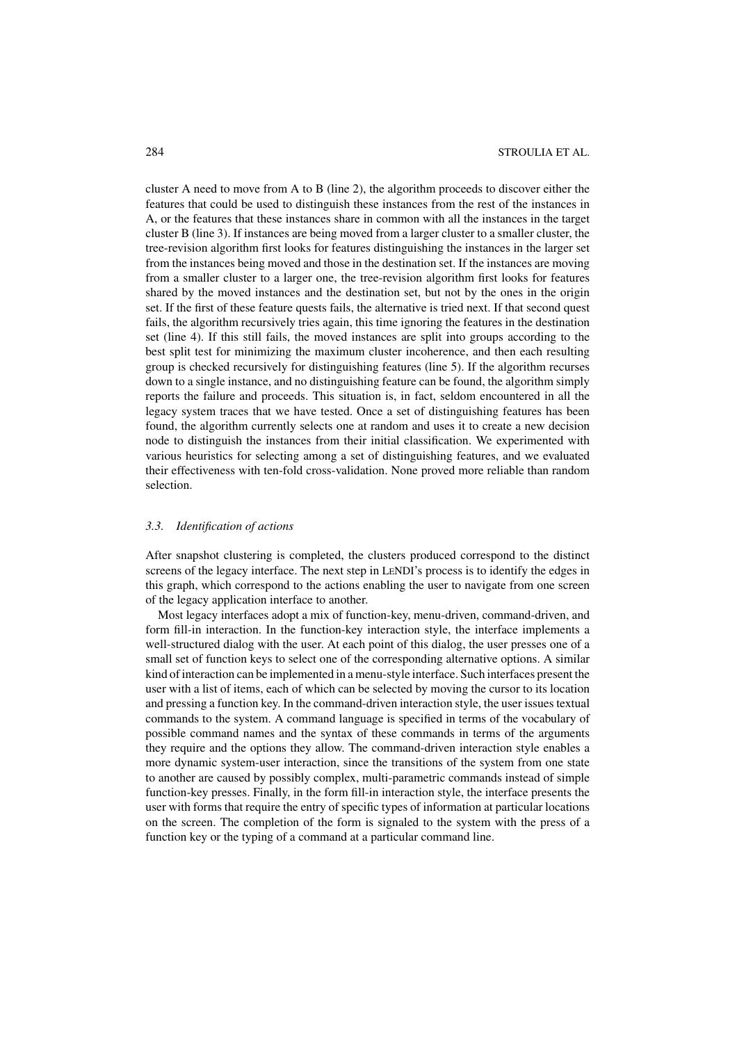cluster A need to move from A to B (line 2), the algorithm proceeds to discover either the features that could be used to distinguish these instances from the rest of the instances in A, or the features that these instances share in common with all the instances in the target cluster B (line 3). If instances are being moved from a larger cluster to a smaller cluster, the tree-revision algorithm first looks for features distinguishing the instances in the larger set from the instances being moved and those in the destination set. If the instances are moving from a smaller cluster to a larger one, the tree-revision algorithm first looks for features shared by the moved instances and the destination set, but not by the ones in the origin set. If the first of these feature quests fails, the alternative is tried next. If that second quest fails, the algorithm recursively tries again, this time ignoring the features in the destination set (line 4). If this still fails, the moved instances are split into groups according to the best split test for minimizing the maximum cluster incoherence, and then each resulting group is checked recursively for distinguishing features (line 5). If the algorithm recurses down to a single instance, and no distinguishing feature can be found, the algorithm simply reports the failure and proceeds. This situation is, in fact, seldom encountered in all the legacy system traces that we have tested. Once a set of distinguishing features has been found, the algorithm currently selects one at random and uses it to create a new decision node to distinguish the instances from their initial classification. We experimented with various heuristics for selecting among a set of distinguishing features, and we evaluated their effectiveness with ten-fold cross-validation. None proved more reliable than random selection.

### 3.3. *Identification of actions*

After snapshot clustering is completed, the clusters produced correspond to the distinct screens of the legacy interface. The next step in LeNDI's process is to identify the edges in this graph, which correspond to the actions enabling the user to navigate from one screen of the legacy application interface to another.

Most legacy interfaces adopt a mix of function-key, menu-driven, command-driven, and form fill-in interaction. In the function-key interaction style, the interface implements a well-structured dialog with the user. At each point of this dialog, the user presses one of a small set of function keys to select one of the corresponding alternative options. A similar kind of interaction can be implemented in a menu-style interface. Such interfaces present the user with a list of items, each of which can be selected by moving the cursor to its location and pressing a function key. In the command-driven interaction style, the user issues textual commands to the system. A command language is specified in terms of the vocabulary of possible command names and the syntax of these commands in terms of the arguments they require and the options they allow. The command-driven interaction style enables a more dynamic system-user interaction, since the transitions of the system from one state to another are caused by possibly complex, multi-parametric commands instead of simple function-key presses. Finally, in the form fill-in interaction style, the interface presents the user with forms that require the entry of specific types of information at particular locations on the screen. The completion of the form is signaled to the system with the press of a function key or the typing of a command at a particular command line.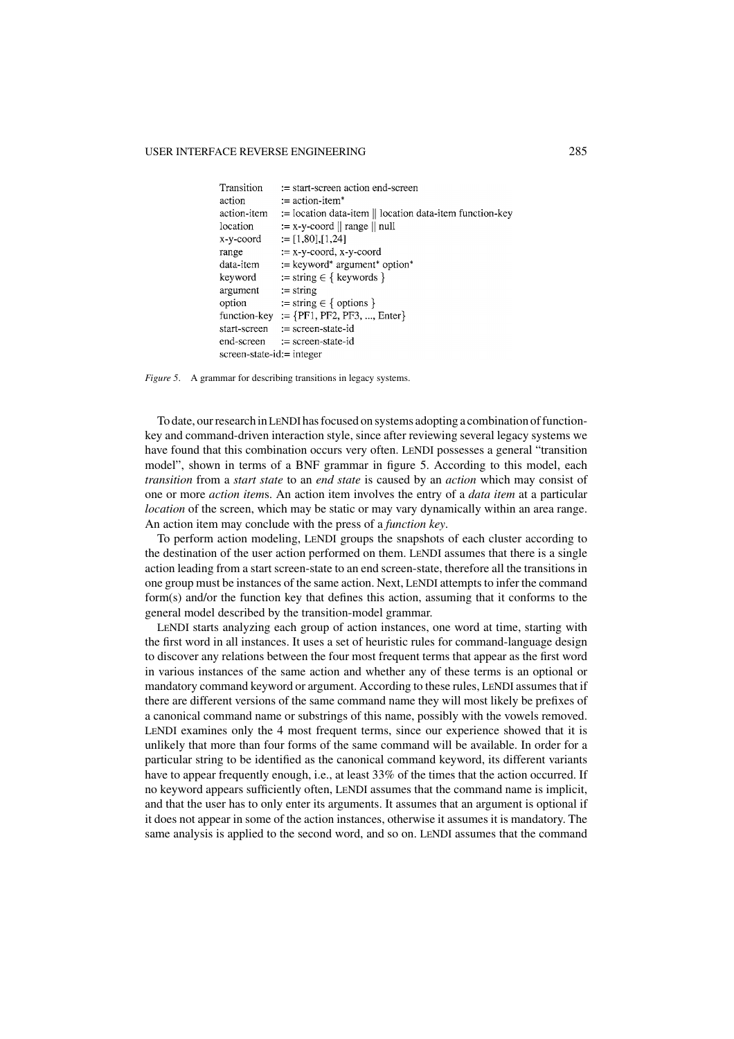```
Transition    := start-screen action end-screen
action        := action-item*
action-item   := location data-item || location data-item function-key
location      := x-y-coord || range || null
x-y-coord     := [1,80],[1,24]
range         := x-y-coord, x-y-coord
data-item     := keyword* argument* option*
keyword       := string ∈ { keywords }
argument      := string
option        := string ∈ { options }
function-key  := {PF1, PF2, PF3, ..., Enter}
start-screen  := screen-state-id
end-screen    := screen-state-id
screen-state-id:= integer
```

*Figure 5*. A grammar for describing transitions in legacy systems.

To date, our research in LENDI has focused on systems adopting a combination of function-key and command-driven interaction style, since after reviewing several legacy systems we have found that this combination occurs very often. LENDI possesses a general "transition model", shown in terms of a BNF grammar in figure 5. According to this model, each *transition* from a *start state* to an *end state* is caused by an *action* which may consist of one or more *action items*. An action item involves the entry of a *data item* at a particular *location* of the screen, which may be static or may vary dynamically within an area range. An action item may conclude with the press of a *function key*.

To perform action modeling, LENDI groups the snapshots of each cluster according to the destination of the user action performed on them. LENDI assumes that there is a single action leading from a start screen-state to an end screen-state, therefore all the transitions in one group must be instances of the same action. Next, LENDI attempts to infer the command form(s) and/or the function key that defines this action, assuming that it conforms to the general model described by the transition-model grammar.

LENDI starts analyzing each group of action instances, one word at time, starting with the first word in all instances. It uses a set of heuristic rules for command-language design to discover any relations between the four most frequent terms that appear as the first word in various instances of the same action and whether any of these terms is an optional or mandatory command keyword or argument. According to these rules, LENDI assumes that if there are different versions of the same command name they will most likely be prefixes of a canonical command name or substrings of this name, possibly with the vowels removed. LENDI examines only the 4 most frequent terms, since our experience showed that it is unlikely that more than four forms of the same command will be available. In order for a particular string to be identified as the canonical command keyword, its different variants have to appear frequently enough, i.e., at least 33% of the times that the action occurred. If no keyword appears sufficiently often, LENDI assumes that the command name is implicit, and that the user has to only enter its arguments. It assumes that an argument is optional if it does not appear in some of the action instances, otherwise it assumes it is mandatory. The same analysis is applied to the second word, and so on. LENDI assumes that the command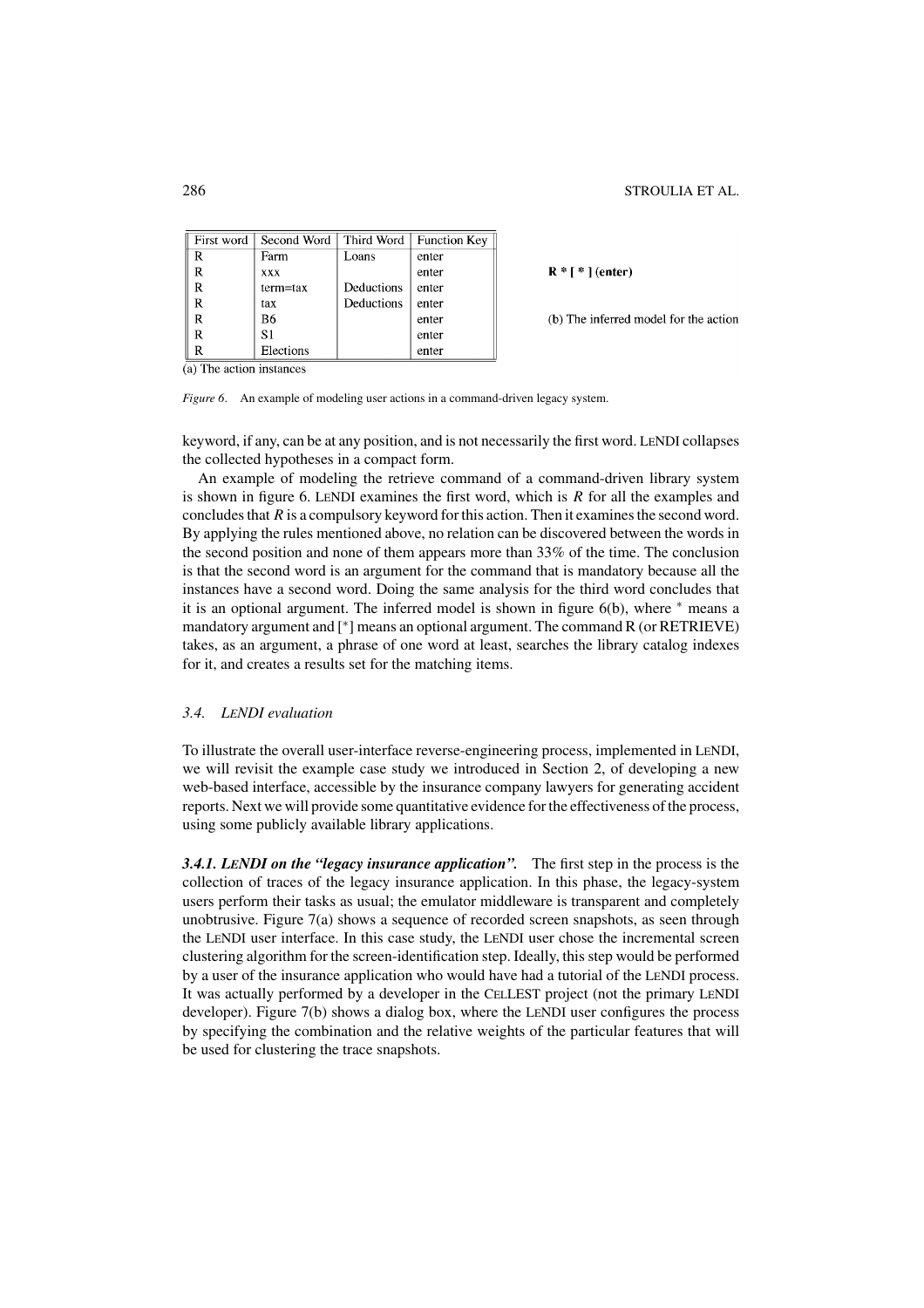| First word | Second Word | Third Word | Function Key |
|---|---|---|---|
| R | Farm | Loans | enter |
| R | xxx | | enter |
| R | term=tax | Deductions | enter |
| R | tax | Deductions | enter |
| R | B6 | | enter |
| R | S1 | | enter |
| R | Elections | | enter |

(a) The action instances

**R * [ * ] (enter)**

(b) The inferred model for the action

*Figure 6*. An example of modeling user actions in a command-driven legacy system.

keyword, if any, can be at any position, and is not necessarily the first word. LENDI collapses the collected hypotheses in a compact form.

An example of modeling the retrieve command of a command-driven library system is shown in figure 6. LENDI examines the first word, which is *R* for all the examples and concludes that *R* is a compulsory keyword for this action. Then it examines the second word. By applying the rules mentioned above, no relation can be discovered between the words in the second position and none of them appears more than 33% of the time. The conclusion is that the second word is an argument for the command that is mandatory because all the instances have a second word. Doing the same analysis for the third word concludes that it is an optional argument. The inferred model is shown in figure 6(b), where * means a mandatory argument and [*] means an optional argument. The command R (or RETRIEVE) takes, as an argument, a phrase of one word at least, searches the library catalog indexes for it, and creates a results set for the matching items.

### 3.4. LENDI evaluation

To illustrate the overall user-interface reverse-engineering process, implemented in LENDI, we will revisit the example case study we introduced in Section 2, of developing a new web-based interface, accessible by the insurance company lawyers for generating accident reports. Next we will provide some quantitative evidence for the effectiveness of the process, using some publicly available library applications.

***3.4.1. LENDI on the "legacy insurance application".*** The first step in the process is the collection of traces of the legacy insurance application. In this phase, the legacy-system users perform their tasks as usual; the emulator middleware is transparent and completely unobtrusive. Figure 7(a) shows a sequence of recorded screen snapshots, as seen through the LENDI user interface. In this case study, the LENDI user chose the incremental screen clustering algorithm for the screen-identification step. Ideally, this step would be performed by a user of the insurance application who would have had a tutorial of the LENDI process. It was actually performed by a developer in the CELLEST project (not the primary LENDI developer). Figure 7(b) shows a dialog box, where the LENDI user configures the process by specifying the combination and the relative weights of the particular features that will be used for clustering the trace snapshots.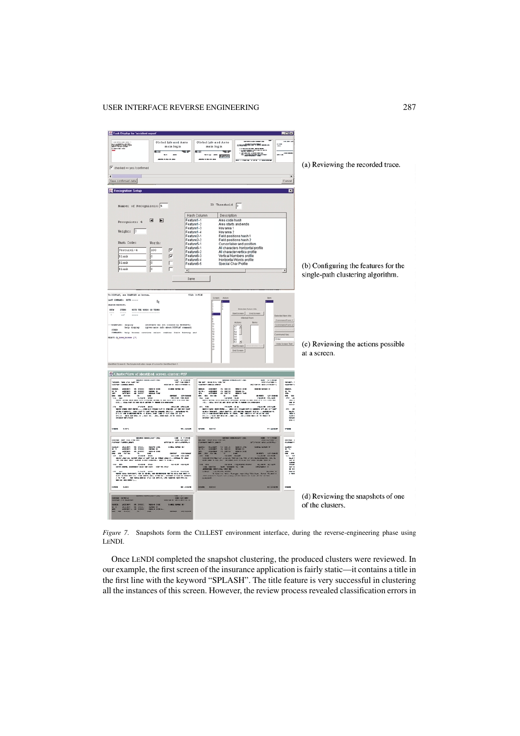(a) Reviewing the recorded trace.

(b) Configuring the features for the single-path clustering algorithm.

(c) Reviewing the actions possible at a screen.

(d) Reviewing the snapshots of one of the clusters.

*Figure 7.* Snapshots form the CELLEST environment interface, during the reverse-engineering phase using LENDI.

Once LENDI completed the snapshot clustering, the produced clusters were reviewed. In our example, the first screen of the insurance application is fairly static—it contains a title in the first line with the keyword "SPLASH". The title feature is very successful in clustering all the instances of this screen. However, the review process revealed classification errors in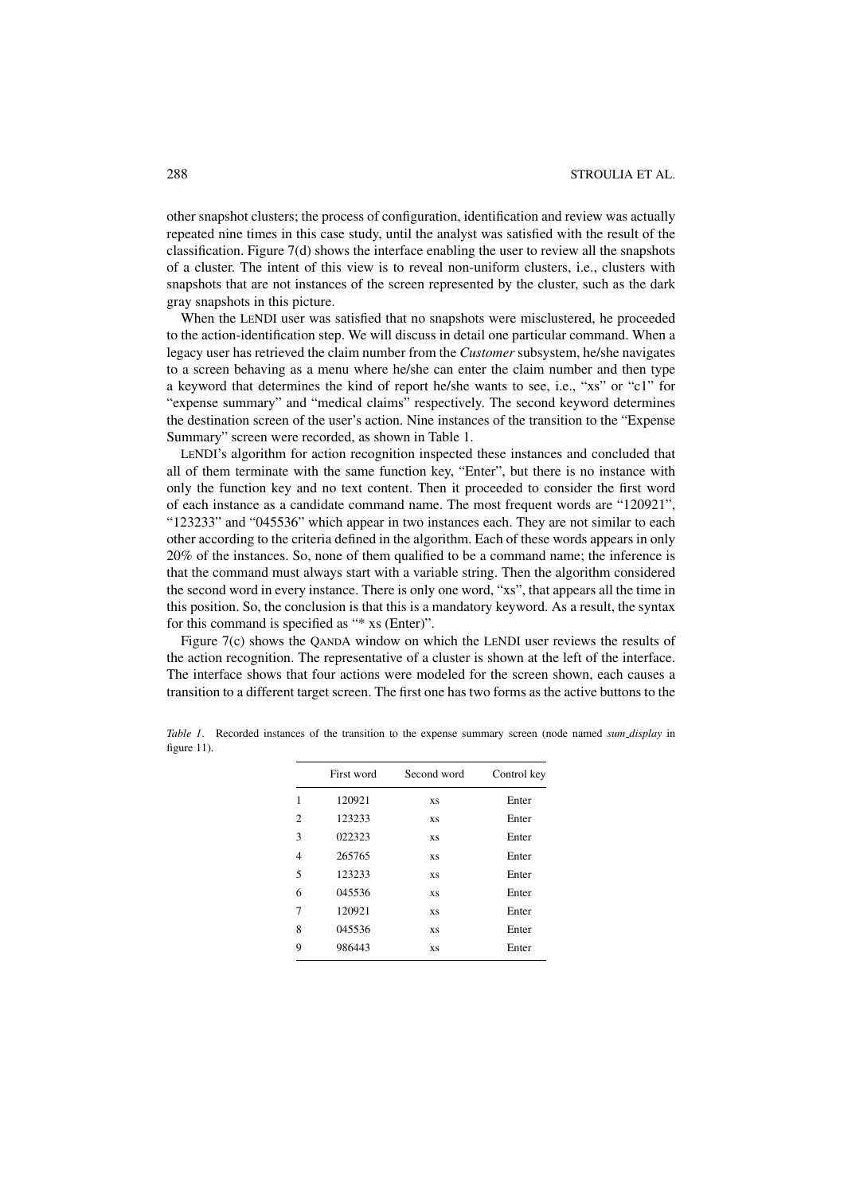other snapshot clusters; the process of configuration, identification and review was actually repeated nine times in this case study, until the analyst was satisfied with the result of the classification. Figure 7(d) shows the interface enabling the user to review all the snapshots of a cluster. The intent of this view is to reveal non-uniform clusters, i.e., clusters with snapshots that are not instances of the screen represented by the cluster, such as the dark gray snapshots in this picture.

When the LENDI user was satisfied that no snapshots were misclustered, he proceeded to the action-identification step. We will discuss in detail one particular command. When a legacy user has retrieved the claim number from the *Customer* subsystem, he/she navigates to a screen behaving as a menu where he/she can enter the claim number and then type a keyword that determines the kind of report he/she wants to see, i.e., "xs" or "c1" for "expense summary" and "medical claims" respectively. The second keyword determines the destination screen of the user's action. Nine instances of the transition to the "Expense Summary" screen were recorded, as shown in Table 1.

LENDI's algorithm for action recognition inspected these instances and concluded that all of them terminate with the same function key, "Enter", but there is no instance with only the function key and no text content. Then it proceeded to consider the first word of each instance as a candidate command name. The most frequent words are "120921", "123233" and "045536" which appear in two instances each. They are not similar to each other according to the criteria defined in the algorithm. Each of these words appears in only 20% of the instances. So, none of them qualified to be a command name; the inference is that the command must always start with a variable string. Then the algorithm considered the second word in every instance. There is only one word, "xs", that appears all the time in this position. So, the conclusion is that this is a mandatory keyword. As a result, the syntax for this command is specified as "* xs (Enter)".

Figure 7(c) shows the QANDA window on which the LENDI user reviews the results of the action recognition. The representative of a cluster is shown at the left of the interface. The interface shows that four actions were modeled for the screen shown, each causes a transition to a different target screen. The first one has two forms as the active buttons to the

*Table 1*. Recorded instances of the transition to the expense summary screen (node named *sum_display* in figure 11).

| | First word | Second word | Control key |
|---|---|---|---|
| 1 | 120921 | xs | Enter |
| 2 | 123233 | xs | Enter |
| 3 | 022323 | xs | Enter |
| 4 | 265765 | xs | Enter |
| 5 | 123233 | xs | Enter |
| 6 | 045536 | xs | Enter |
| 7 | 120921 | xs | Enter |
| 8 | 045536 | xs | Enter |
| 9 | 986443 | xs | Enter |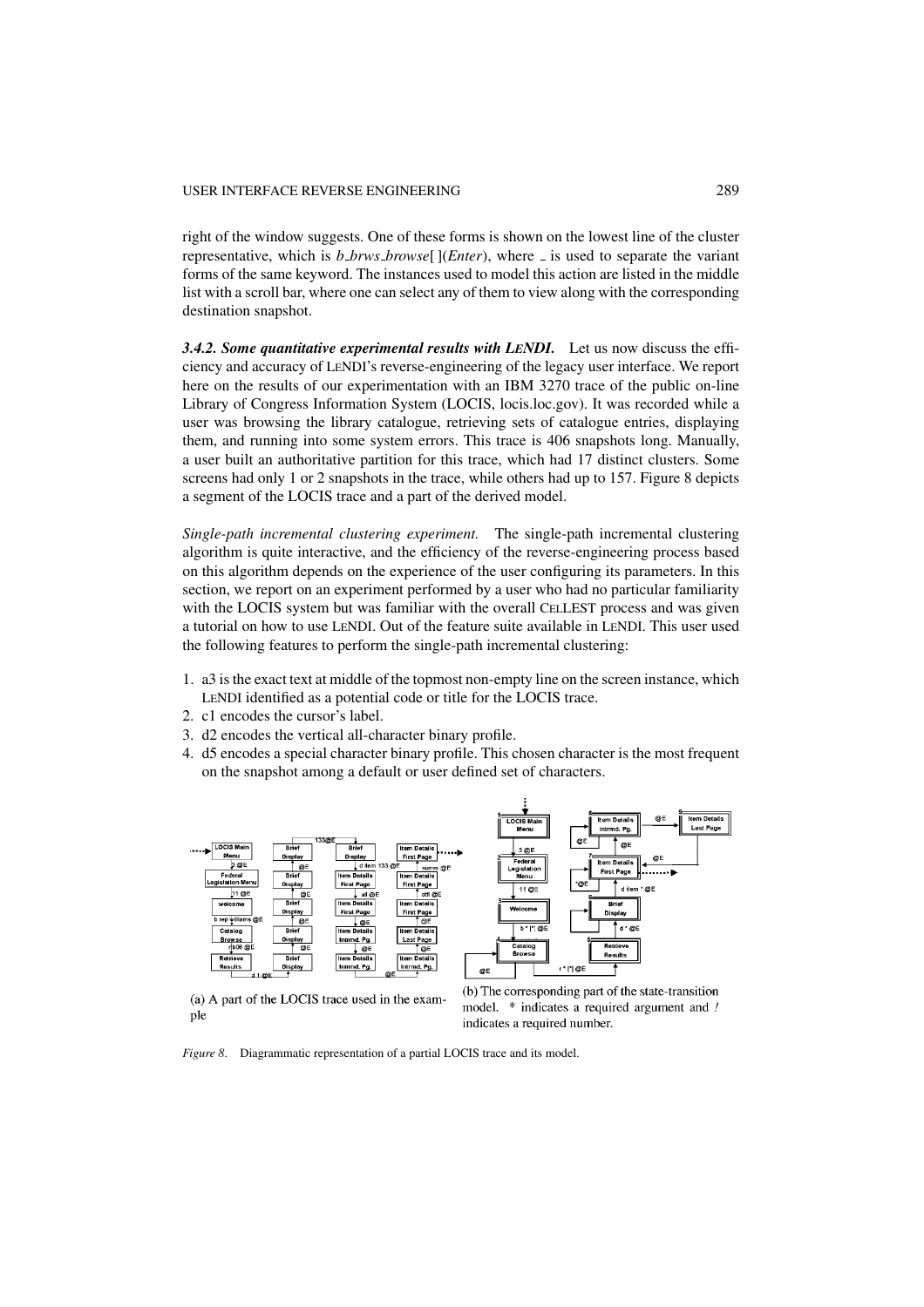right of the window suggests. One of these forms is shown on the lowest line of the cluster representative, which is *b_brws_browse*[ ](*Enter*), where _ is used to separate the variant forms of the same keyword. The instances used to model this action are listed in the middle list with a scroll bar, where one can select any of them to view along with the corresponding destination snapshot.

***3.4.2. Some quantitative experimental results with LENDI.*** Let us now discuss the efficiency and accuracy of LENDI's reverse-engineering of the legacy user interface. We report here on the results of our experimentation with an IBM 3270 trace of the public on-line Library of Congress Information System (LOCIS, locis.loc.gov). It was recorded while a user was browsing the library catalogue, retrieving sets of catalogue entries, displaying them, and running into some system errors. This trace is 406 snapshots long. Manually, a user built an authoritative partition for this trace, which had 17 distinct clusters. Some screens had only 1 or 2 snapshots in the trace, while others had up to 157. Figure 8 depicts a segment of the LOCIS trace and a part of the derived model.

*Single-path incremental clustering experiment.* The single-path incremental clustering algorithm is quite interactive, and the efficiency of the reverse-engineering process based on this algorithm depends on the experience of the user configuring its parameters. In this section, we report on an experiment performed by a user who had no particular familiarity with the LOCIS system but was familiar with the overall CELLEST process and was given a tutorial on how to use LENDI. Out of the feature suite available in LENDI. This user used the following features to perform the single-path incremental clustering:

1. a3 is the exact text at middle of the topmost non-empty line on the screen instance, which LENDI identified as a potential code or title for the LOCIS trace.
2. c1 encodes the cursor's label.
3. d2 encodes the vertical all-character binary profile.
4. d5 encodes a special character binary profile. This chosen character is the most frequent on the snapshot among a default or user defined set of characters.

LOCIS Main Menu
3 @E
Federal Legislation Menu
11 @E
welcome
b rep williams @E
Catalog Browse
r b06 @E
Retrieve Results
d 1 @E
Brief Display
@E
Brief Display
@E
Brief Display
@E
Brief Display
@E
Brief Display
133@E
Brief Display
d item 133 @E
Item Details First Page
all @E
Item Details First Page
@E
Item Details Intrmd. Pg.
@E
Item Details Intrmd. Pg.
@E
Item Details First Page
summ @E
Item Details First Page
otfl @E
Item Details First Page
@E
Item Details Last Page
@E
Item Details Intrmd. Pg.

(a) A part of the LOCIS trace used in the example

1 LOCIS Main Menu
3 @E
2 Federal Legislation Menu
11 @E
3 Welcome
b * [*] @E
4 Catalog Browse
@E
r * [*] @E
5 Retrieve Results
d * @E
6 Brief Display
d item * @E
7 Item Details First Page
*@E
@E
8 Item Details Intrmd. Pg.
@E
@E
9 Item Details Last Page
@E

(b) The corresponding part of the state-transition model. * indicates a required argument and ! indicates a required number.

*Figure 8*. Diagrammatic representation of a partial LOCIS trace and its model.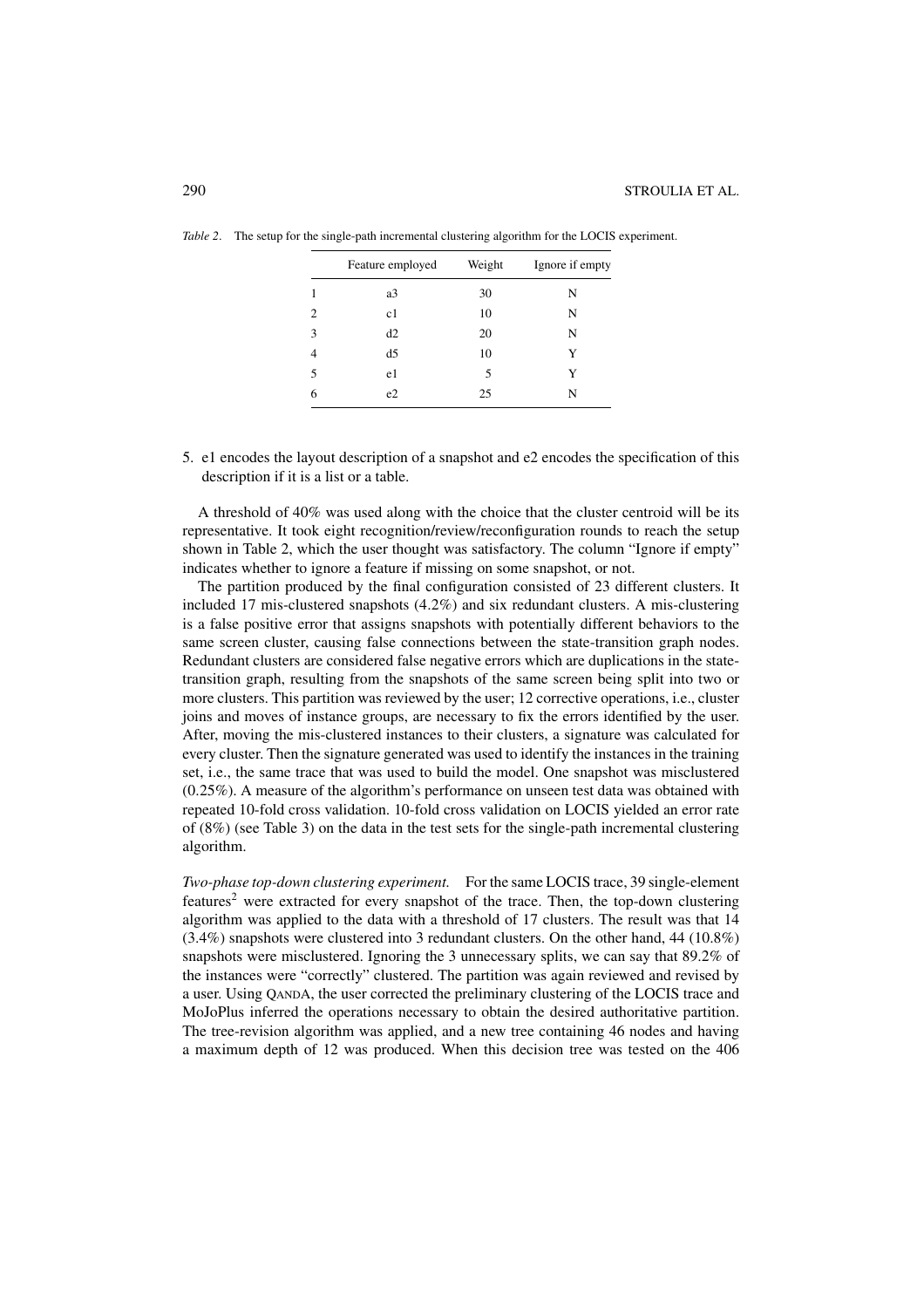*Table 2*. The setup for the single-path incremental clustering algorithm for the LOCIS experiment.

| | Feature employed | Weight | Ignore if empty |
|---|---|---|---|
| 1 | a3 | 30 | N |
| 2 | c1 | 10 | N |
| 3 | d2 | 20 | N |
| 4 | d5 | 10 | Y |
| 5 | e1 | 5 | Y |
| 6 | e2 | 25 | N |

5. e1 encodes the layout description of a snapshot and e2 encodes the specification of this description if it is a list or a table.

A threshold of 40% was used along with the choice that the cluster centroid will be its representative. It took eight recognition/review/reconfiguration rounds to reach the setup shown in Table 2, which the user thought was satisfactory. The column "Ignore if empty" indicates whether to ignore a feature if missing on some snapshot, or not.

The partition produced by the final configuration consisted of 23 different clusters. It included 17 mis-clustered snapshots (4.2%) and six redundant clusters. A mis-clustering is a false positive error that assigns snapshots with potentially different behaviors to the same screen cluster, causing false connections between the state-transition graph nodes. Redundant clusters are considered false negative errors which are duplications in the state-transition graph, resulting from the snapshots of the same screen being split into two or more clusters. This partition was reviewed by the user; 12 corrective operations, i.e., cluster joins and moves of instance groups, are necessary to fix the errors identified by the user. After, moving the mis-clustered instances to their clusters, a signature was calculated for every cluster. Then the signature generated was used to identify the instances in the training set, i.e., the same trace that was used to build the model. One snapshot was misclustered (0.25%). A measure of the algorithm's performance on unseen test data was obtained with repeated 10-fold cross validation. 10-fold cross validation on LOCIS yielded an error rate of (8%) (see Table 3) on the data in the test sets for the single-path incremental clustering algorithm.

*Two-phase top-down clustering experiment.* For the same LOCIS trace, 39 single-element features[2] were extracted for every snapshot of the trace. Then, the top-down clustering algorithm was applied to the data with a threshold of 17 clusters. The result was that 14 (3.4%) snapshots were clustered into 3 redundant clusters. On the other hand, 44 (10.8%) snapshots were misclustered. Ignoring the 3 unnecessary splits, we can say that 89.2% of the instances were "correctly" clustered. The partition was again reviewed and revised by a user. Using QANDA, the user corrected the preliminary clustering of the LOCIS trace and MoJoPlus inferred the operations necessary to obtain the desired authoritative partition. The tree-revision algorithm was applied, and a new tree containing 46 nodes and having a maximum depth of 12 was produced. When this decision tree was tested on the 406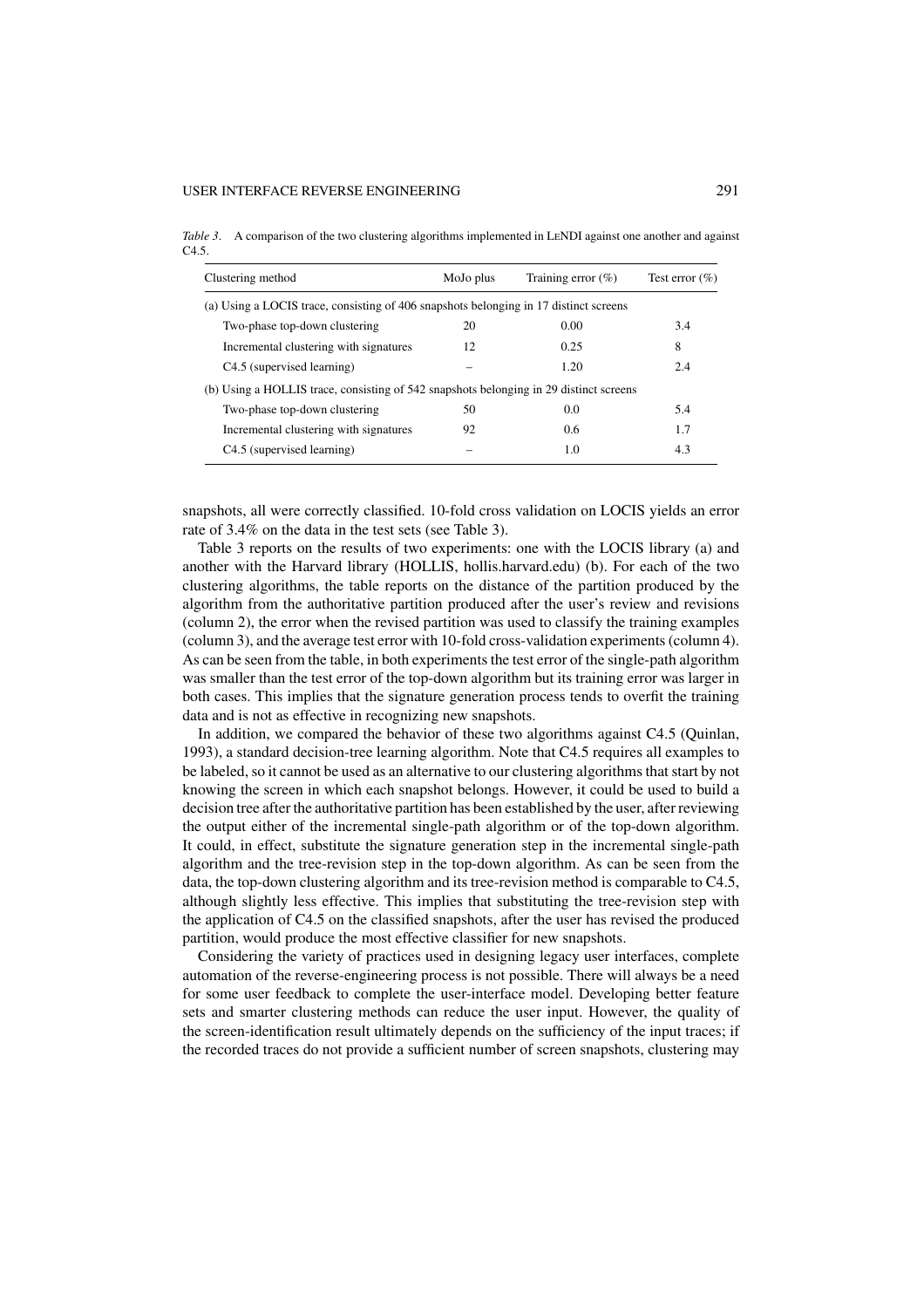*Table 3*. A comparison of the two clustering algorithms implemented in LeNDI against one another and against C4.5.

| Clustering method | MoJo plus | Training error (%) | Test error (%) |
|---|---|---|---|
| (a) Using a LOCIS trace, consisting of 406 snapshots belonging in 17 distinct screens | | | |
| Two-phase top-down clustering | 20 | 0.00 | 3.4 |
| Incremental clustering with signatures | 12 | 0.25 | 8 |
| C4.5 (supervised learning) | – | 1.20 | 2.4 |
| (b) Using a HOLLIS trace, consisting of 542 snapshots belonging in 29 distinct screens | | | |
| Two-phase top-down clustering | 50 | 0.0 | 5.4 |
| Incremental clustering with signatures | 92 | 0.6 | 1.7 |
| C4.5 (supervised learning) | – | 1.0 | 4.3 |

snapshots, all were correctly classified. 10-fold cross validation on LOCIS yields an error rate of 3.4% on the data in the test sets (see Table 3).

Table 3 reports on the results of two experiments: one with the LOCIS library (a) and another with the Harvard library (HOLLIS, hollis.harvard.edu) (b). For each of the two clustering algorithms, the table reports on the distance of the partition produced by the algorithm from the authoritative partition produced after the user's review and revisions (column 2), the error when the revised partition was used to classify the training examples (column 3), and the average test error with 10-fold cross-validation experiments (column 4). As can be seen from the table, in both experiments the test error of the single-path algorithm was smaller than the test error of the top-down algorithm but its training error was larger in both cases. This implies that the signature generation process tends to overfit the training data and is not as effective in recognizing new snapshots.

In addition, we compared the behavior of these two algorithms against C4.5 (Quinlan, 1993), a standard decision-tree learning algorithm. Note that C4.5 requires all examples to be labeled, so it cannot be used as an alternative to our clustering algorithms that start by not knowing the screen in which each snapshot belongs. However, it could be used to build a decision tree after the authoritative partition has been established by the user, after reviewing the output either of the incremental single-path algorithm or of the top-down algorithm. It could, in effect, substitute the signature generation step in the incremental single-path algorithm and the tree-revision step in the top-down algorithm. As can be seen from the data, the top-down clustering algorithm and its tree-revision method is comparable to C4.5, although slightly less effective. This implies that substituting the tree-revision step with the application of C4.5 on the classified snapshots, after the user has revised the produced partition, would produce the most effective classifier for new snapshots.

Considering the variety of practices used in designing legacy user interfaces, complete automation of the reverse-engineering process is not possible. There will always be a need for some user feedback to complete the user-interface model. Developing better feature sets and smarter clustering methods can reduce the user input. However, the quality of the screen-identification result ultimately depends on the sufficiency of the input traces; if the recorded traces do not provide a sufficient number of screen snapshots, clustering may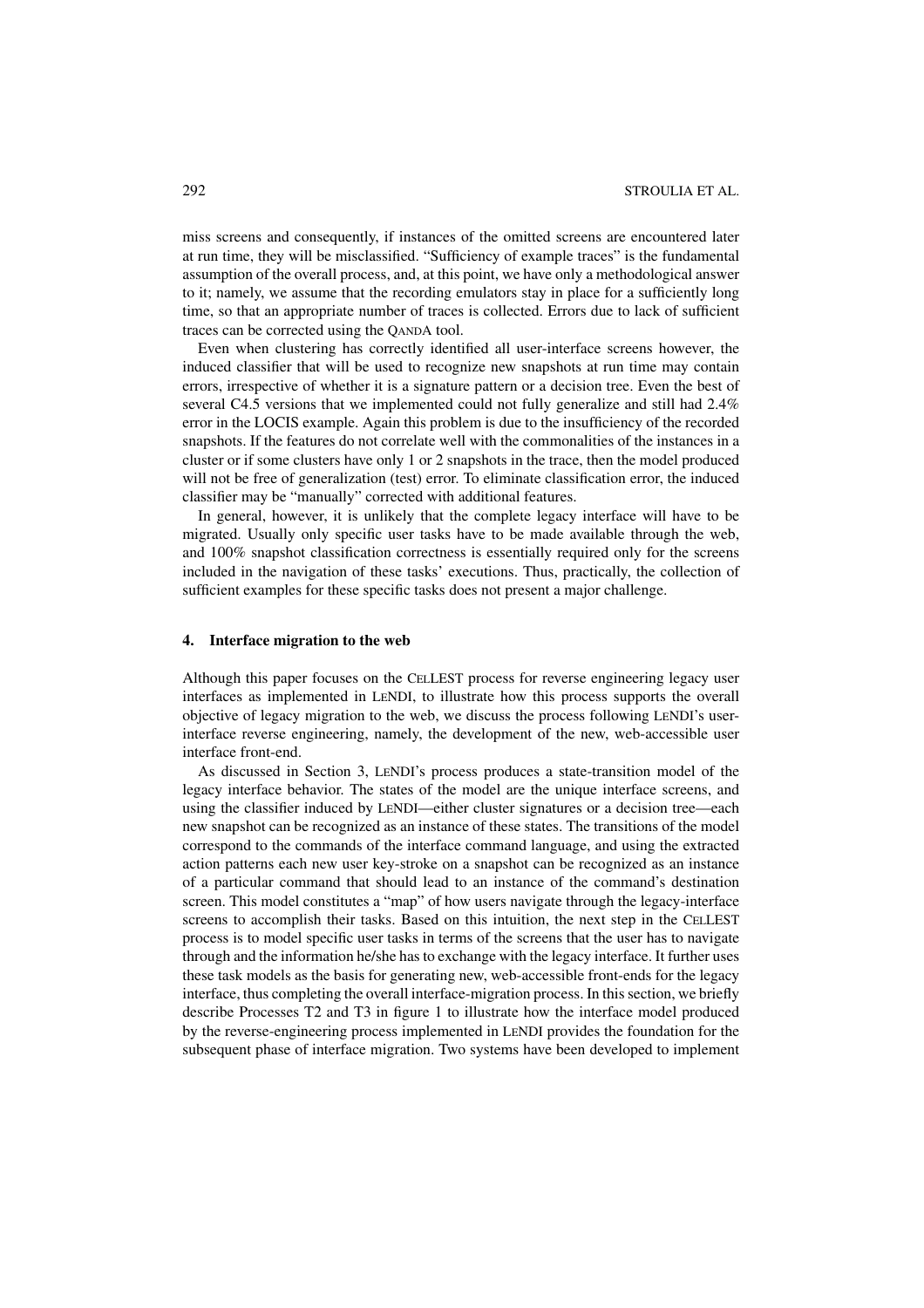miss screens and consequently, if instances of the omitted screens are encountered later at run time, they will be misclassified. "Sufficiency of example traces" is the fundamental assumption of the overall process, and, at this point, we have only a methodological answer to it; namely, we assume that the recording emulators stay in place for a sufficiently long time, so that an appropriate number of traces is collected. Errors due to lack of sufficient traces can be corrected using the QANDA tool.

Even when clustering has correctly identified all user-interface screens however, the induced classifier that will be used to recognize new snapshots at run time may contain errors, irrespective of whether it is a signature pattern or a decision tree. Even the best of several C4.5 versions that we implemented could not fully generalize and still had 2.4% error in the LOCIS example. Again this problem is due to the insufficiency of the recorded snapshots. If the features do not correlate well with the commonalities of the instances in a cluster or if some clusters have only 1 or 2 snapshots in the trace, then the model produced will not be free of generalization (test) error. To eliminate classification error, the induced classifier may be "manually" corrected with additional features.

In general, however, it is unlikely that the complete legacy interface will have to be migrated. Usually only specific user tasks have to be made available through the web, and 100% snapshot classification correctness is essentially required only for the screens included in the navigation of these tasks' executions. Thus, practically, the collection of sufficient examples for these specific tasks does not present a major challenge.

## 4. Interface migration to the web

Although this paper focuses on the CELLEST process for reverse engineering legacy user interfaces as implemented in LENDI, to illustrate how this process supports the overall objective of legacy migration to the web, we discuss the process following LENDI's user-interface reverse engineering, namely, the development of the new, web-accessible user interface front-end.

As discussed in Section 3, LENDI's process produces a state-transition model of the legacy interface behavior. The states of the model are the unique interface screens, and using the classifier induced by LENDI—either cluster signatures or a decision tree—each new snapshot can be recognized as an instance of these states. The transitions of the model correspond to the commands of the interface command language, and using the extracted action patterns each new user key-stroke on a snapshot can be recognized as an instance of a particular command that should lead to an instance of the command's destination screen. This model constitutes a "map" of how users navigate through the legacy-interface screens to accomplish their tasks. Based on this intuition, the next step in the CELLEST process is to model specific user tasks in terms of the screens that the user has to navigate through and the information he/she has to exchange with the legacy interface. It further uses these task models as the basis for generating new, web-accessible front-ends for the legacy interface, thus completing the overall interface-migration process. In this section, we briefly describe Processes T2 and T3 in figure 1 to illustrate how the interface model produced by the reverse-engineering process implemented in LENDI provides the foundation for the subsequent phase of interface migration. Two systems have been developed to implement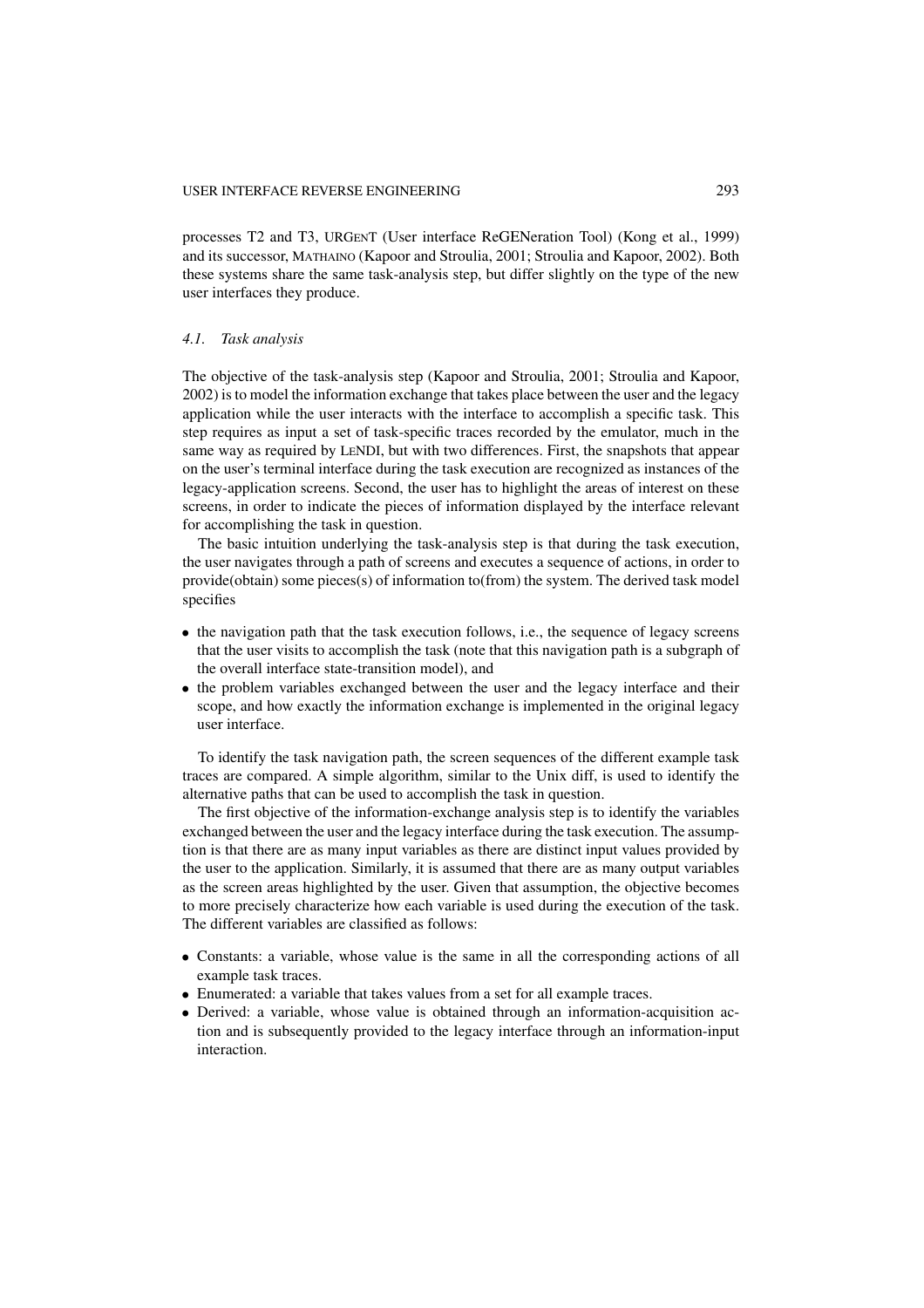processes T2 and T3, URGENT (User interface ReGENeration Tool) (Kong et al., 1999) and its successor, MATHAINO (Kapoor and Stroulia, 2001; Stroulia and Kapoor, 2002). Both these systems share the same task-analysis step, but differ slightly on the type of the new user interfaces they produce.

### 4.1. *Task analysis*

The objective of the task-analysis step (Kapoor and Stroulia, 2001; Stroulia and Kapoor, 2002) is to model the information exchange that takes place between the user and the legacy application while the user interacts with the interface to accomplish a specific task. This step requires as input a set of task-specific traces recorded by the emulator, much in the same way as required by LENDI, but with two differences. First, the snapshots that appear on the user's terminal interface during the task execution are recognized as instances of the legacy-application screens. Second, the user has to highlight the areas of interest on these screens, in order to indicate the pieces of information displayed by the interface relevant for accomplishing the task in question.

The basic intuition underlying the task-analysis step is that during the task execution, the user navigates through a path of screens and executes a sequence of actions, in order to provide(obtain) some pieces(s) of information to(from) the system. The derived task model specifies

- the navigation path that the task execution follows, i.e., the sequence of legacy screens that the user visits to accomplish the task (note that this navigation path is a subgraph of the overall interface state-transition model), and
- the problem variables exchanged between the user and the legacy interface and their scope, and how exactly the information exchange is implemented in the original legacy user interface.

To identify the task navigation path, the screen sequences of the different example task traces are compared. A simple algorithm, similar to the Unix diff, is used to identify the alternative paths that can be used to accomplish the task in question.

The first objective of the information-exchange analysis step is to identify the variables exchanged between the user and the legacy interface during the task execution. The assumption is that there are as many input variables as there are distinct input values provided by the user to the application. Similarly, it is assumed that there are as many output variables as the screen areas highlighted by the user. Given that assumption, the objective becomes to more precisely characterize how each variable is used during the execution of the task. The different variables are classified as follows:

- Constants: a variable, whose value is the same in all the corresponding actions of all example task traces.
- Enumerated: a variable that takes values from a set for all example traces.
- Derived: a variable, whose value is obtained through an information-acquisition action and is subsequently provided to the legacy interface through an information-input interaction.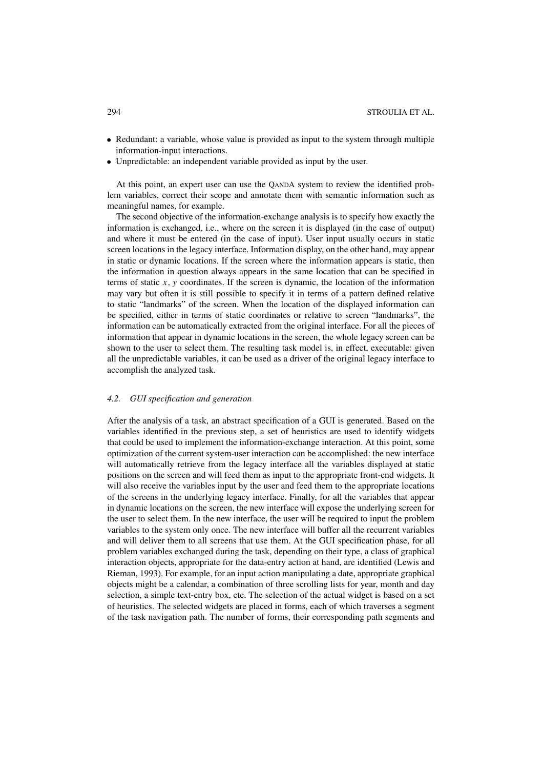- Redundant: a variable, whose value is provided as input to the system through multiple information-input interactions.
- Unpredictable: an independent variable provided as input by the user.

At this point, an expert user can use the QANDA system to review the identified problem variables, correct their scope and annotate them with semantic information such as meaningful names, for example.

The second objective of the information-exchange analysis is to specify how exactly the information is exchanged, i.e., where on the screen it is displayed (in the case of output) and where it must be entered (in the case of input). User input usually occurs in static screen locations in the legacy interface. Information display, on the other hand, may appear in static or dynamic locations. If the screen where the information appears is static, then the information in question always appears in the same location that can be specified in terms of static $x$, $y$ coordinates. If the screen is dynamic, the location of the information may vary but often it is still possible to specify it in terms of a pattern defined relative to static "landmarks" of the screen. When the location of the displayed information can be specified, either in terms of static coordinates or relative to screen "landmarks", the information can be automatically extracted from the original interface. For all the pieces of information that appear in dynamic locations in the screen, the whole legacy screen can be shown to the user to select them. The resulting task model is, in effect, executable: given all the unpredictable variables, it can be used as a driver of the original legacy interface to accomplish the analyzed task.

### *4.2. GUI specification and generation*

After the analysis of a task, an abstract specification of a GUI is generated. Based on the variables identified in the previous step, a set of heuristics are used to identify widgets that could be used to implement the information-exchange interaction. At this point, some optimization of the current system-user interaction can be accomplished: the new interface will automatically retrieve from the legacy interface all the variables displayed at static positions on the screen and will feed them as input to the appropriate front-end widgets. It will also receive the variables input by the user and feed them to the appropriate locations of the screens in the underlying legacy interface. Finally, for all the variables that appear in dynamic locations on the screen, the new interface will expose the underlying screen for the user to select them. In the new interface, the user will be required to input the problem variables to the system only once. The new interface will buffer all the recurrent variables and will deliver them to all screens that use them. At the GUI specification phase, for all problem variables exchanged during the task, depending on their type, a class of graphical interaction objects, appropriate for the data-entry action at hand, are identified (Lewis and Rieman, 1993). For example, for an input action manipulating a date, appropriate graphical objects might be a calendar, a combination of three scrolling lists for year, month and day selection, a simple text-entry box, etc. The selection of the actual widget is based on a set of heuristics. The selected widgets are placed in forms, each of which traverses a segment of the task navigation path. The number of forms, their corresponding path segments and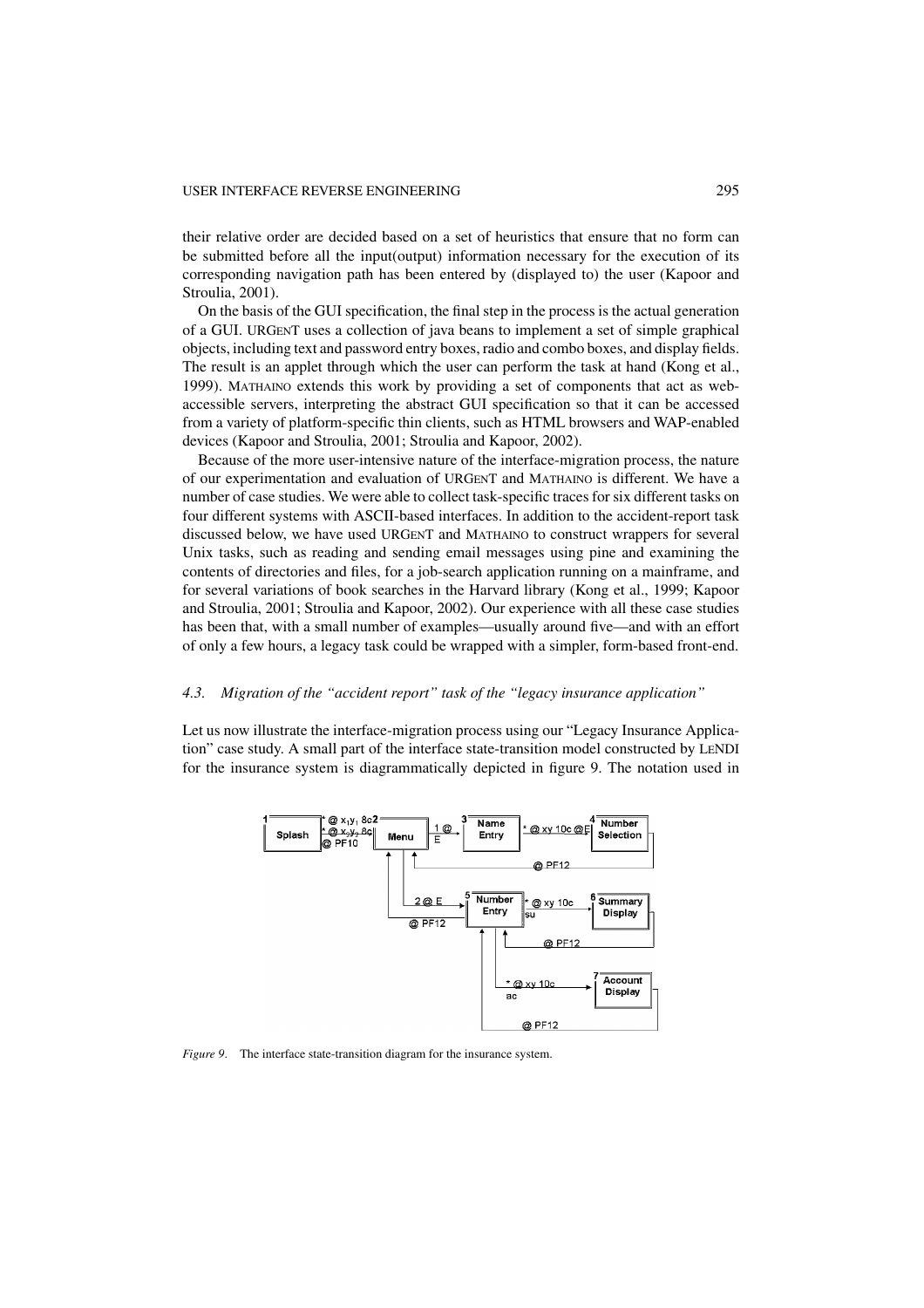their relative order are decided based on a set of heuristics that ensure that no form can be submitted before all the input(output) information necessary for the execution of its corresponding navigation path has been entered by (displayed to) the user (Kapoor and Stroulia, 2001).

On the basis of the GUI specification, the final step in the process is the actual generation of a GUI. URGENT uses a collection of java beans to implement a set of simple graphical objects, including text and password entry boxes, radio and combo boxes, and display fields. The result is an applet through which the user can perform the task at hand (Kong et al., 1999). MATHAINO extends this work by providing a set of components that act as web-accessible servers, interpreting the abstract GUI specification so that it can be accessed from a variety of platform-specific thin clients, such as HTML browsers and WAP-enabled devices (Kapoor and Stroulia, 2001; Stroulia and Kapoor, 2002).

Because of the more user-intensive nature of the interface-migration process, the nature of our experimentation and evaluation of URGENT and MATHAINO is different. We have a number of case studies. We were able to collect task-specific traces for six different tasks on four different systems with ASCII-based interfaces. In addition to the accident-report task discussed below, we have used URGENT and MATHAINO to construct wrappers for several Unix tasks, such as reading and sending email messages using pine and examining the contents of directories and files, for a job-search application running on a mainframe, and for several variations of book searches in the Harvard library (Kong et al., 1999; Kapoor and Stroulia, 2001; Stroulia and Kapoor, 2002). Our experience with all these case studies has been that, with a small number of examples—usually around five—and with an effort of only a few hours, a legacy task could be wrapped with a simpler, form-based front-end.

### 4.3. *Migration of the "accident report" task of the "legacy insurance application"*

Let us now illustrate the interface-migration process using our "Legacy Insurance Application" case study. A small part of the interface state-transition model constructed by LENDI for the insurance system is diagrammatically depicted in figure 9. The notation used in

1 Splash
* @ $x_1y_1$ 8c
* @ $x_2y_2$ 8c
@ PF10
2 Menu
1 @ E
3 Name Entry
* @ xy 10c @E
4 Number Selection
@ PF12
2 @ E
@ PF12
5 Number Entry
* @ xy 10c su
6 Summary Display
@ PF12
* @ xy 10c ac
7 Account Display
@ PF12

*Figure 9*. The interface state-transition diagram for the insurance system.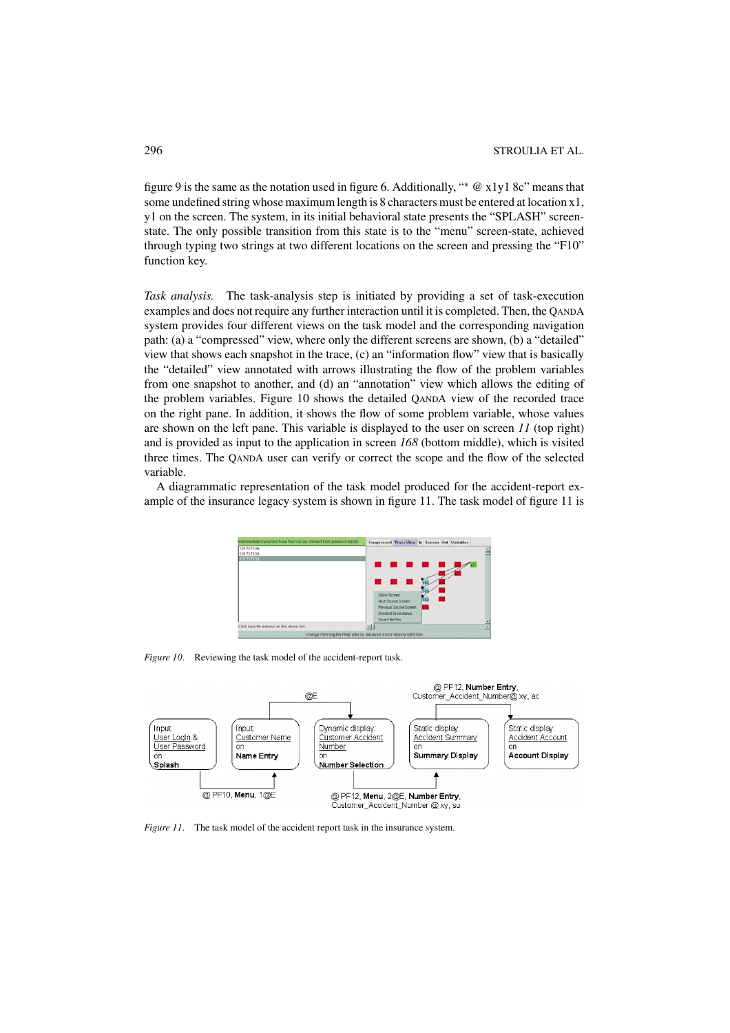figure 9 is the same as the notation used in figure 6. Additionally, "* @ x1y1 8c" means that some undefined string whose maximum length is 8 characters must be entered at location x1, y1 on the screen. The system, in its initial behavioral state presents the "SPLASH" screen-state. The only possible transition from this state is to the "menu" screen-state, achieved through typing two strings at two different locations on the screen and pressing the "F10" function key.

*Task analysis.* The task-analysis step is initiated by providing a set of task-execution examples and does not require any further interaction until it is completed. Then, the QANDA system provides four different views on the task model and the corresponding navigation path: (a) a "compressed" view, where only the different screens are shown, (b) a "detailed" view that shows each snapshot in the trace, (c) an "information flow" view that is basically the "detailed" view annotated with arrows illustrating the flow of the problem variables from one snapshot to another, and (d) an "annotation" view which allows the editing of the problem variables. Figure 10 shows the detailed QANDA view of the recorded trace on the right pane. In addition, it shows the flow of some problem variable, whose values are shown on the left pane. This variable is displayed to the user on screen *11* (top right) and is provided as input to the application in screen *168* (bottom middle), which is visited three times. The QANDA user can verify or correct the scope and the flow of the selected variable.

A diagrammatic representation of the task model produced for the accident-report example of the insurance legacy system is shown in figure 11. The task model of figure 11 is

*Figure 10.* Reviewing the task model of the accident-report task.

Input: User Login & User Password on **Splash**

Input: Customer Name on **Name Entry**

Dynamic display: Customer Accident Number on **Number Selection**

Static display: Accident Summary on **Summary Display**

Static display: Accident Account on **Account Display**

@E

@ PF12, **Number Entry**, Customer_Accident_Number@ xy, ac

@ PF10, **Menu**, 1@E

@ PF12, **Menu**, 2@E, **Number Entry**, Customer_Accident_Number @ xy, su

*Figure 11.* The task model of the accident report task in the insurance system.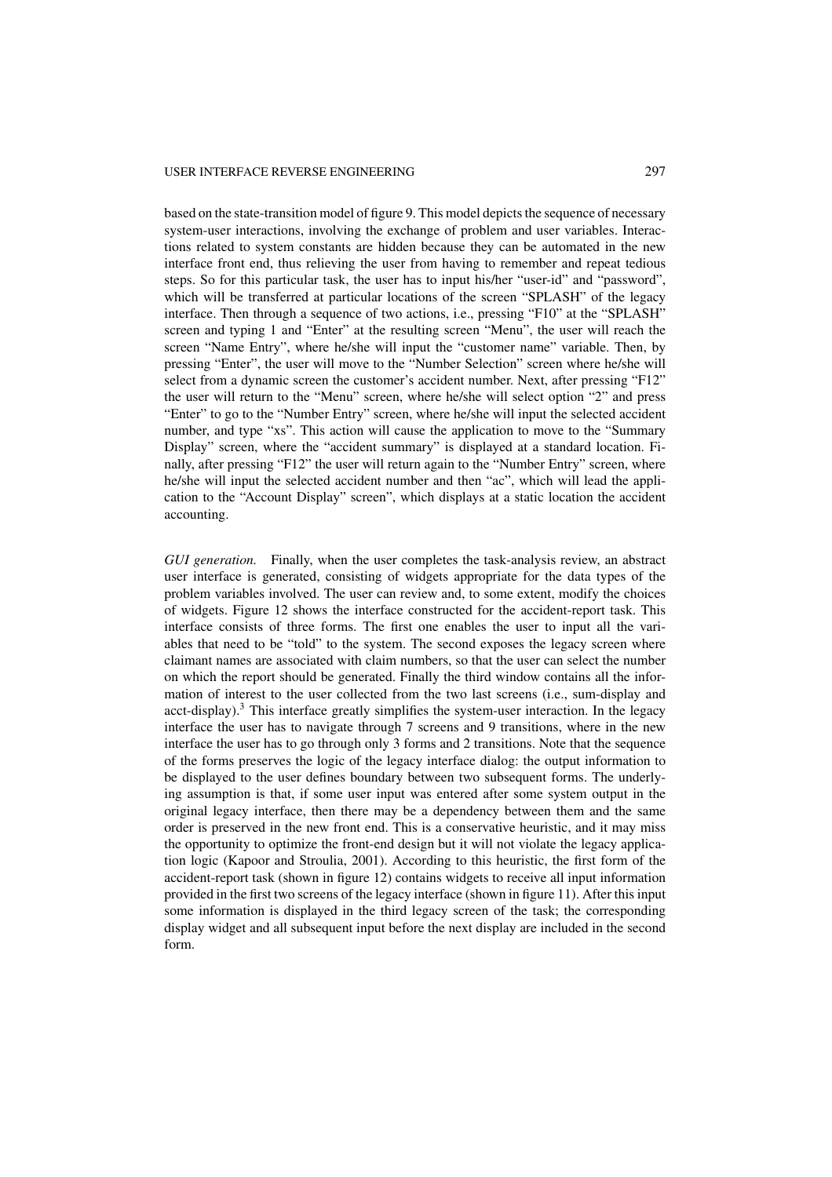based on the state-transition model of figure 9. This model depicts the sequence of necessary system-user interactions, involving the exchange of problem and user variables. Interactions related to system constants are hidden because they can be automated in the new interface front end, thus relieving the user from having to remember and repeat tedious steps. So for this particular task, the user has to input his/her "user-id" and "password", which will be transferred at particular locations of the screen "SPLASH" of the legacy interface. Then through a sequence of two actions, i.e., pressing "F10" at the "SPLASH" screen and typing 1 and "Enter" at the resulting screen "Menu", the user will reach the screen "Name Entry", where he/she will input the "customer name" variable. Then, by pressing "Enter", the user will move to the "Number Selection" screen where he/she will select from a dynamic screen the customer's accident number. Next, after pressing "F12" the user will return to the "Menu" screen, where he/she will select option "2" and press "Enter" to go to the "Number Entry" screen, where he/she will input the selected accident number, and type "xs". This action will cause the application to move to the "Summary Display" screen, where the "accident summary" is displayed at a standard location. Finally, after pressing "F12" the user will return again to the "Number Entry" screen, where he/she will input the selected accident number and then "ac", which will lead the application to the "Account Display" screen", which displays at a static location the accident accounting.

*GUI generation.* Finally, when the user completes the task-analysis review, an abstract user interface is generated, consisting of widgets appropriate for the data types of the problem variables involved. The user can review and, to some extent, modify the choices of widgets. Figure 12 shows the interface constructed for the accident-report task. This interface consists of three forms. The first one enables the user to input all the variables that need to be "told" to the system. The second exposes the legacy screen where claimant names are associated with claim numbers, so that the user can select the number on which the report should be generated. Finally the third window contains all the information of interest to the user collected from the two last screens (i.e., sum-display and acct-display).[3] This interface greatly simplifies the system-user interaction. In the legacy interface the user has to navigate through 7 screens and 9 transitions, where in the new interface the user has to go through only 3 forms and 2 transitions. Note that the sequence of the forms preserves the logic of the legacy interface dialog: the output information to be displayed to the user defines boundary between two subsequent forms. The underlying assumption is that, if some user input was entered after some system output in the original legacy interface, then there may be a dependency between them and the same order is preserved in the new front end. This is a conservative heuristic, and it may miss the opportunity to optimize the front-end design but it will not violate the legacy application logic (Kapoor and Stroulia, 2001). According to this heuristic, the first form of the accident-report task (shown in figure 12) contains widgets to receive all input information provided in the first two screens of the legacy interface (shown in figure 11). After this input some information is displayed in the third legacy screen of the task; the corresponding display widget and all subsequent input before the next display are included in the second form.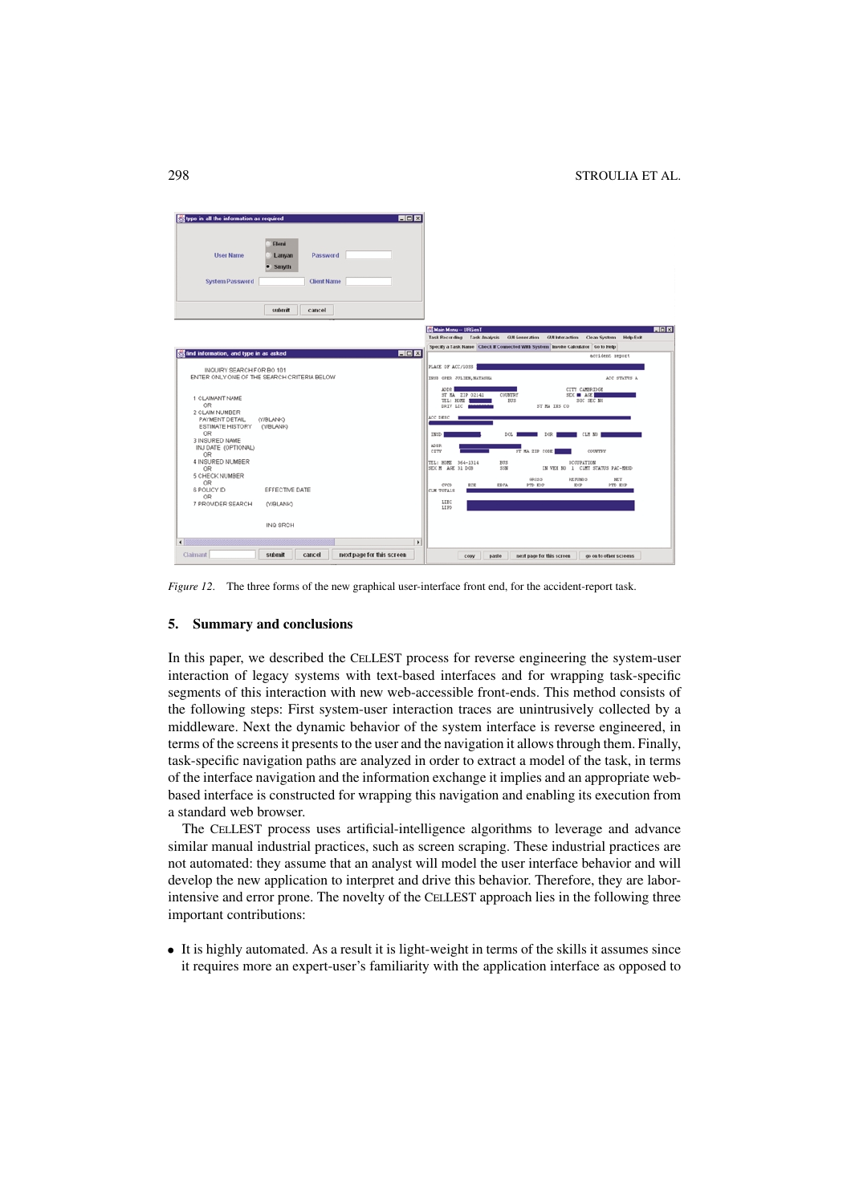*Figure 12*. The three forms of the new graphical user-interface front end, for the accident-report task.

## 5. Summary and conclusions

In this paper, we described the CELLEST process for reverse engineering the system-user interaction of legacy systems with text-based interfaces and for wrapping task-specific segments of this interaction with new web-accessible front-ends. This method consists of the following steps: First system-user interaction traces are unintrusively collected by a middleware. Next the dynamic behavior of the system interface is reverse engineered, in terms of the screens it presents to the user and the navigation it allows through them. Finally, task-specific navigation paths are analyzed in order to extract a model of the task, in terms of the interface navigation and the information exchange it implies and an appropriate web-based interface is constructed for wrapping this navigation and enabling its execution from a standard web browser.

The CELLEST process uses artificial-intelligence algorithms to leverage and advance similar manual industrial practices, such as screen scraping. These industrial practices are not automated: they assume that an analyst will model the user interface behavior and will develop the new application to interpret and drive this behavior. Therefore, they are labor-intensive and error prone. The novelty of the CELLEST approach lies in the following three important contributions:

- It is highly automated. As a result it is light-weight in terms of the skills it assumes since it requires more an expert-user's familiarity with the application interface as opposed to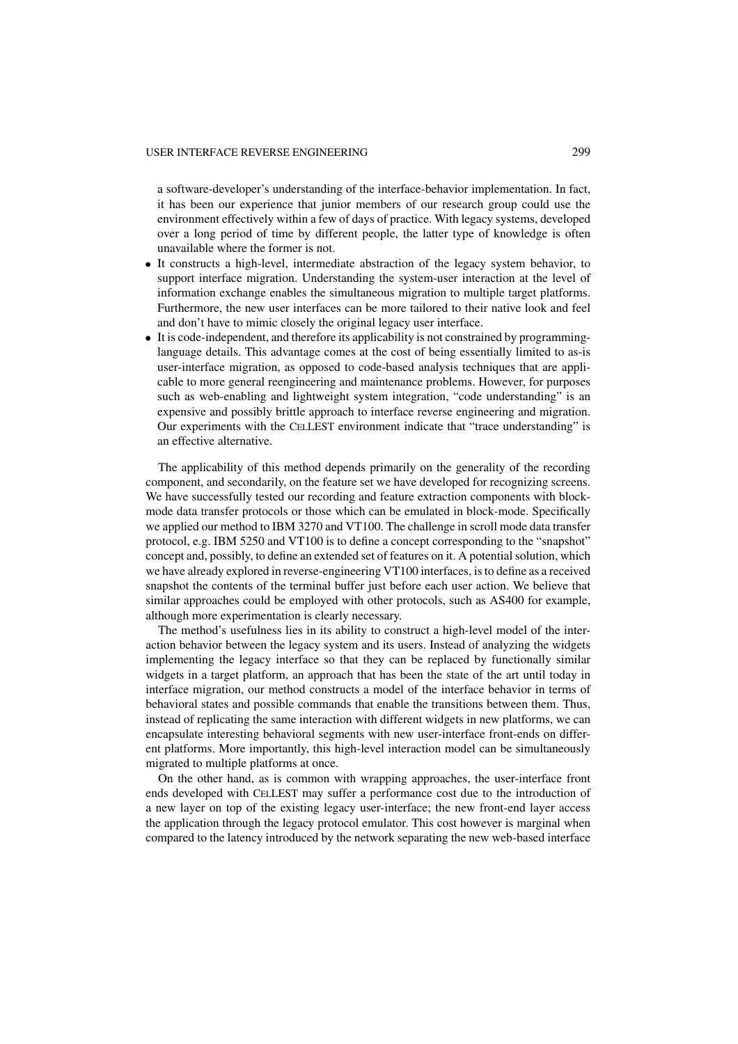a software-developer's understanding of the interface-behavior implementation. In fact, it has been our experience that junior members of our research group could use the environment effectively within a few of days of practice. With legacy systems, developed over a long period of time by different people, the latter type of knowledge is often unavailable where the former is not.

- It constructs a high-level, intermediate abstraction of the legacy system behavior, to support interface migration. Understanding the system-user interaction at the level of information exchange enables the simultaneous migration to multiple target platforms. Furthermore, the new user interfaces can be more tailored to their native look and feel and don't have to mimic closely the original legacy user interface.
- It is code-independent, and therefore its applicability is not constrained by programming-language details. This advantage comes at the cost of being essentially limited to as-is user-interface migration, as opposed to code-based analysis techniques that are applicable to more general reengineering and maintenance problems. However, for purposes such as web-enabling and lightweight system integration, "code understanding" is an expensive and possibly brittle approach to interface reverse engineering and migration. Our experiments with the CELLEST environment indicate that "trace understanding" is an effective alternative.

The applicability of this method depends primarily on the generality of the recording component, and secondarily, on the feature set we have developed for recognizing screens. We have successfully tested our recording and feature extraction components with block-mode data transfer protocols or those which can be emulated in block-mode. Specifically we applied our method to IBM 3270 and VT100. The challenge in scroll mode data transfer protocol, e.g. IBM 5250 and VT100 is to define a concept corresponding to the "snapshot" concept and, possibly, to define an extended set of features on it. A potential solution, which we have already explored in reverse-engineering VT100 interfaces, is to define as a received snapshot the contents of the terminal buffer just before each user action. We believe that similar approaches could be employed with other protocols, such as AS400 for example, although more experimentation is clearly necessary.

The method's usefulness lies in its ability to construct a high-level model of the interaction behavior between the legacy system and its users. Instead of analyzing the widgets implementing the legacy interface so that they can be replaced by functionally similar widgets in a target platform, an approach that has been the state of the art until today in interface migration, our method constructs a model of the interface behavior in terms of behavioral states and possible commands that enable the transitions between them. Thus, instead of replicating the same interaction with different widgets in new platforms, we can encapsulate interesting behavioral segments with new user-interface front-ends on different platforms. More importantly, this high-level interaction model can be simultaneously migrated to multiple platforms at once.

On the other hand, as is common with wrapping approaches, the user-interface front ends developed with CELLEST may suffer a performance cost due to the introduction of a new layer on top of the existing legacy user-interface; the new front-end layer access the application through the legacy protocol emulator. This cost however is marginal when compared to the latency introduced by the network separating the new web-based interface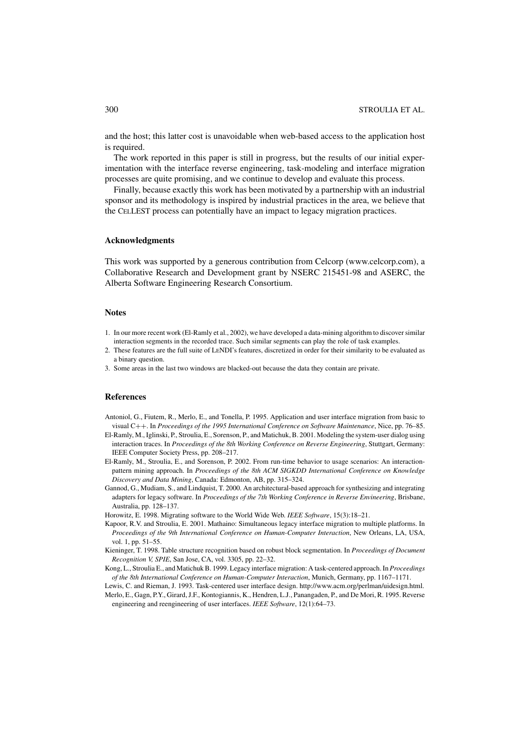and the host; this latter cost is unavoidable when web-based access to the application host is required.

The work reported in this paper is still in progress, but the results of our initial experimentation with the interface reverse engineering, task-modeling and interface migration processes are quite promising, and we continue to develop and evaluate this process.

Finally, because exactly this work has been motivated by a partnership with an industrial sponsor and its methodology is inspired by industrial practices in the area, we believe that the CELLEST process can potentially have an impact to legacy migration practices.

## Acknowledgments

This work was supported by a generous contribution from Celcorp (www.celcorp.com), a Collaborative Research and Development grant by NSERC 215451-98 and ASERC, the Alberta Software Engineering Research Consortium.

## Notes

1. In our more recent work (El-Ramly et al., 2002), we have developed a data-mining algorithm to discover similar interaction segments in the recorded trace. Such similar segments can play the role of task examples.
2. These features are the full suite of LENDI's features, discretized in order for their similarity to be evaluated as a binary question.
3. Some areas in the last two windows are blacked-out because the data they contain are private.

## References

Antoniol, G., Fiutem, R., Merlo, E., and Tonella, P. 1995. Application and user interface migration from basic to visual C++. In *Proceedings of the 1995 International Conference on Software Maintenance*, Nice, pp. 76–85.

El-Ramly, M., Iglinski, P., Stroulia, E., Sorenson, P., and Matichuk, B. 2001. Modeling the system-user dialog using interaction traces. In *Proceedings of the 8th Working Conference on Reverse Engineering*, Stuttgart, Germany: IEEE Computer Society Press, pp. 208–217.

El-Ramly, M., Stroulia, E., and Sorenson, P. 2002. From run-time behavior to usage scenarios: An interaction-pattern mining approach. In *Proceedings of the 8th ACM SIGKDD International Conference on Knowledge Discovery and Data Mining*, Canada: Edmonton, AB, pp. 315–324.

Gannod, G., Mudiam, S., and Lindquist, T. 2000. An architectural-based approach for synthesizing and integrating adapters for legacy software. In *Proceedings of the 7th Working Conference in Reverse Envineering*, Brisbane, Australia, pp. 128–137.

Horowitz, E. 1998. Migrating software to the World Wide Web. *IEEE Software*, 15(3):18–21.

Kapoor, R.V. and Stroulia, E. 2001. Mathaino: Simultaneous legacy interface migration to multiple platforms. In *Proceedings of the 9th International Conference on Human-Computer Interaction*, New Orleans, LA, USA, vol. 1, pp. 51–55.

Kieninger, T. 1998. Table structure recognition based on robust block segmentation. In *Proceedings of Document Recognition V, SPIE*, San Jose, CA, vol. 3305, pp. 22–32.

Kong, L., Stroulia E., and Matichuk B. 1999. Legacy interface migration: A task-centered approach. In *Proceedings of the 8th International Conference on Human-Computer Interaction*, Munich, Germany, pp. 1167–1171.

Lewis, C. and Rieman, J. 1993. Task-centered user interface design. http://www.acm.org/perlman/uidesign.html.

Merlo, E., Gagn, P.Y., Girard, J.F., Kontogiannis, K., Hendren, L.J., Panangaden, P., and De Mori, R. 1995. Reverse engineering and reengineering of user interfaces. *IEEE Software*, 12(1):64–73.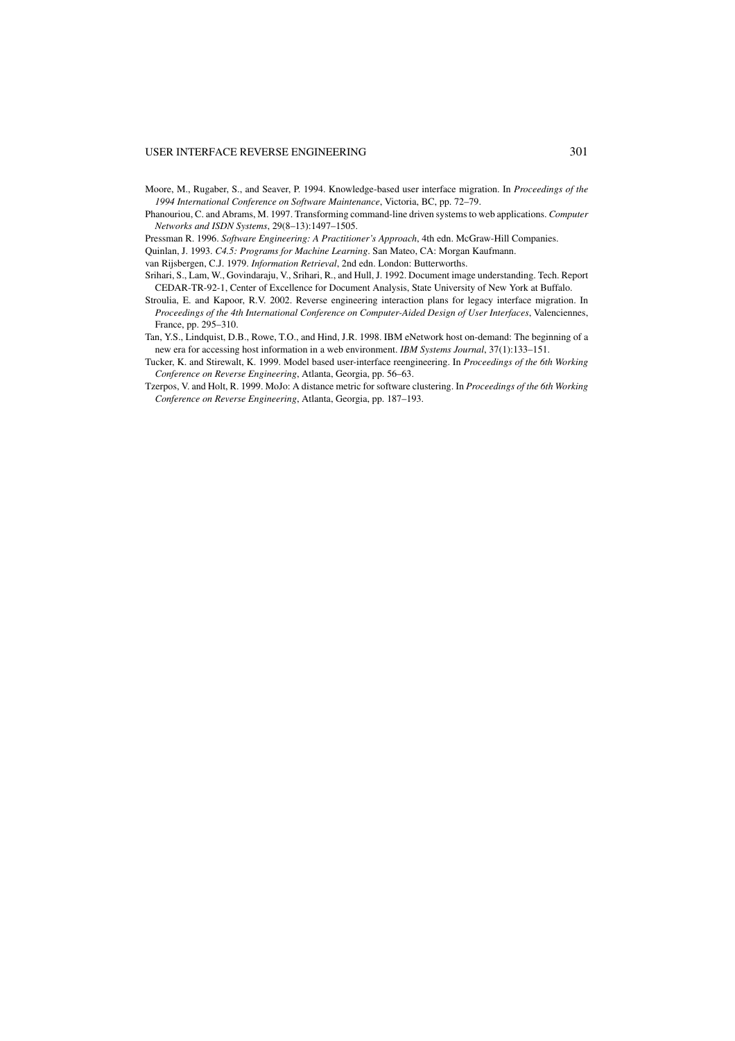Moore, M., Rugaber, S., and Seaver, P. 1994. Knowledge-based user interface migration. In *Proceedings of the 1994 International Conference on Software Maintenance*, Victoria, BC, pp. 72–79.

Phanouriou, C. and Abrams, M. 1997. Transforming command-line driven systems to web applications. *Computer Networks and ISDN Systems*, 29(8–13):1497–1505.

Pressman R. 1996. *Software Engineering: A Practitioner's Approach*, 4th edn. McGraw-Hill Companies.

Quinlan, J. 1993. *C4.5: Programs for Machine Learning*. San Mateo, CA: Morgan Kaufmann.

van Rijsbergen, C.J. 1979. *Information Retrieval*, 2nd edn. London: Butterworths.

Srihari, S., Lam, W., Govindaraju, V., Srihari, R., and Hull, J. 1992. Document image understanding. Tech. Report CEDAR-TR-92-1, Center of Excellence for Document Analysis, State University of New York at Buffalo.

Stroulia, E. and Kapoor, R.V. 2002. Reverse engineering interaction plans for legacy interface migration. In *Proceedings of the 4th International Conference on Computer-Aided Design of User Interfaces*, Valenciennes, France, pp. 295–310.

Tan, Y.S., Lindquist, D.B., Rowe, T.O., and Hind, J.R. 1998. IBM eNetwork host on-demand: The beginning of a new era for accessing host information in a web environment. *IBM Systems Journal*, 37(1):133–151.

Tucker, K. and Stirewalt, K. 1999. Model based user-interface reengineering. In *Proceedings of the 6th Working Conference on Reverse Engineering*, Atlanta, Georgia, pp. 56–63.

Tzerpos, V. and Holt, R. 1999. MoJo: A distance metric for software clustering. In *Proceedings of the 6th Working Conference on Reverse Engineering*, Atlanta, Georgia, pp. 187–193.